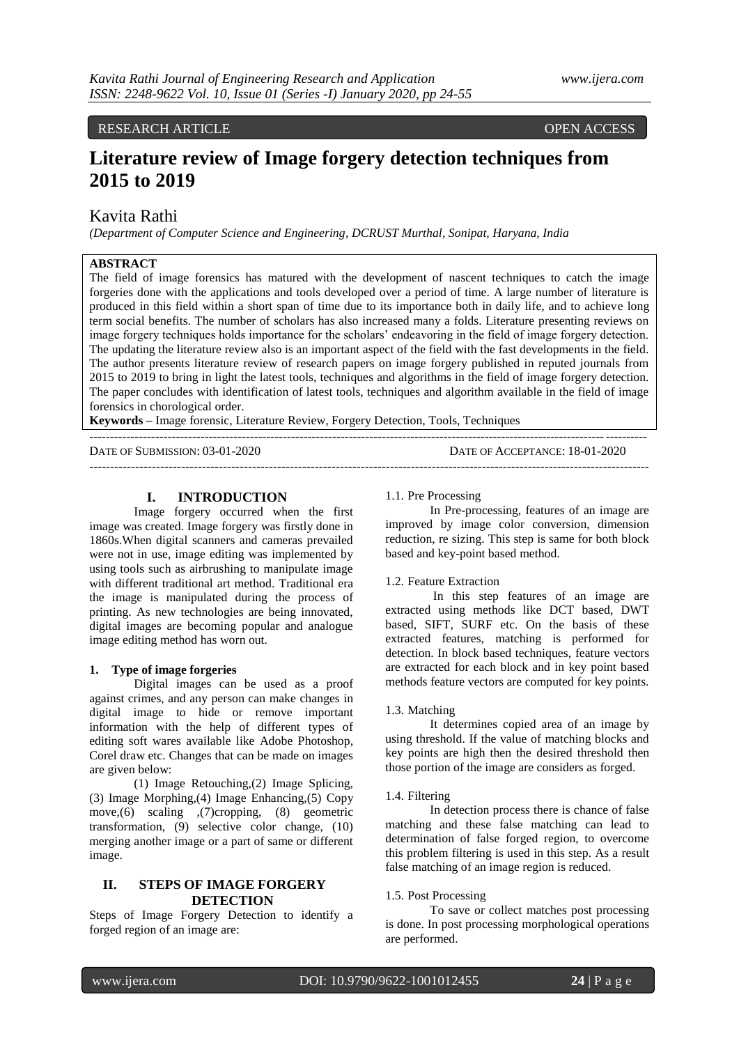RESEARCH ARTICLE OPEN ACCESS

# Literature review of Image forgery detection techniques from 2015 to 2019

Kavita Rathi

*(Department of Computer Science and Engineering, DCRUST Murthal, Sonipat, Haryana, India*

**ABSTRACT**

The field of image forensics has matured with the development of nascent techniques to catch the image forgeries done with the applications and tools developed over a period of time. A large number of literature is produced in this field within a short span of time due to its importance both in daily life, and to achieve long term social benefits. The number of scholars has also increased many a folds. Literature presenting reviews on image forgery techniques holds importance for the scholars' endeavoring in the field of image forgery detection. The updating the literature review also is an important aspect of the field with the fast developments in the field. The author presents literature review of research papers on image forgery published in reputed journals from 2015 to 2019 to bring in light the latest tools, techniques and algorithms in the field of image forgery detection. The paper concludes with identification of latest tools, techniques and algorithm available in the field of image forensics in chorological order.

**Keywords –** Image forensic, Literature Review, Forgery Detection, Tools, Techniques

DATE OF SUBMISSION: 03-01-2020 DATE OF ACCEPTANCE: 18-01-2020

## I. INTRODUCTION

Image forgery occurred when the first image was created. Image forgery was firstly done in 1860s.When digital scanners and cameras prevailed were not in use, image editing was implemented by using tools such as airbrushing to manipulate image with different traditional art method. Traditional era the image is manipulated during the process of printing. As new technologies are being innovated, digital images are becoming popular and analogue image editing method has worn out.

### 1. Type of image forgeries

Digital images can be used as a proof against crimes, and any person can make changes in digital image to hide or remove important information with the help of different types of editing soft wares available like Adobe Photoshop, Corel draw etc. Changes that can be made on images are given below:

(1) Image Retouching,(2) Image Splicing, (3) Image Morphing,(4) Image Enhancing,(5) Copy move,(6) scaling ,(7)cropping, (8) geometric transformation, (9) selective color change, (10) merging another image or a part of same or different image.

## II. STEPS OF IMAGE FORGERY DETECTION

Steps of Image Forgery Detection to identify a forged region of an image are:

1.1. Pre Processing

In Pre-processing, features of an image are improved by image color conversion, dimension reduction, re sizing. This step is same for both block based and key-point based method.

1.2. Feature Extraction

In this step features of an image are extracted using methods like DCT based, DWT based, SIFT, SURF etc. On the basis of these extracted features, matching is performed for detection. In block based techniques, feature vectors are extracted for each block and in key point based methods feature vectors are computed for key points.

1.3. Matching

It determines copied area of an image by using threshold. If the value of matching blocks and key points are high then the desired threshold then those portion of the image are considers as forged.

1.4. Filtering

In detection process there is chance of false matching and these false matching can lead to determination of false forged region, to overcome this problem filtering is used in this step. As a result false matching of an image region is reduced.

1.5. Post Processing

To save or collect matches post processing is done. In post processing morphological operations are performed.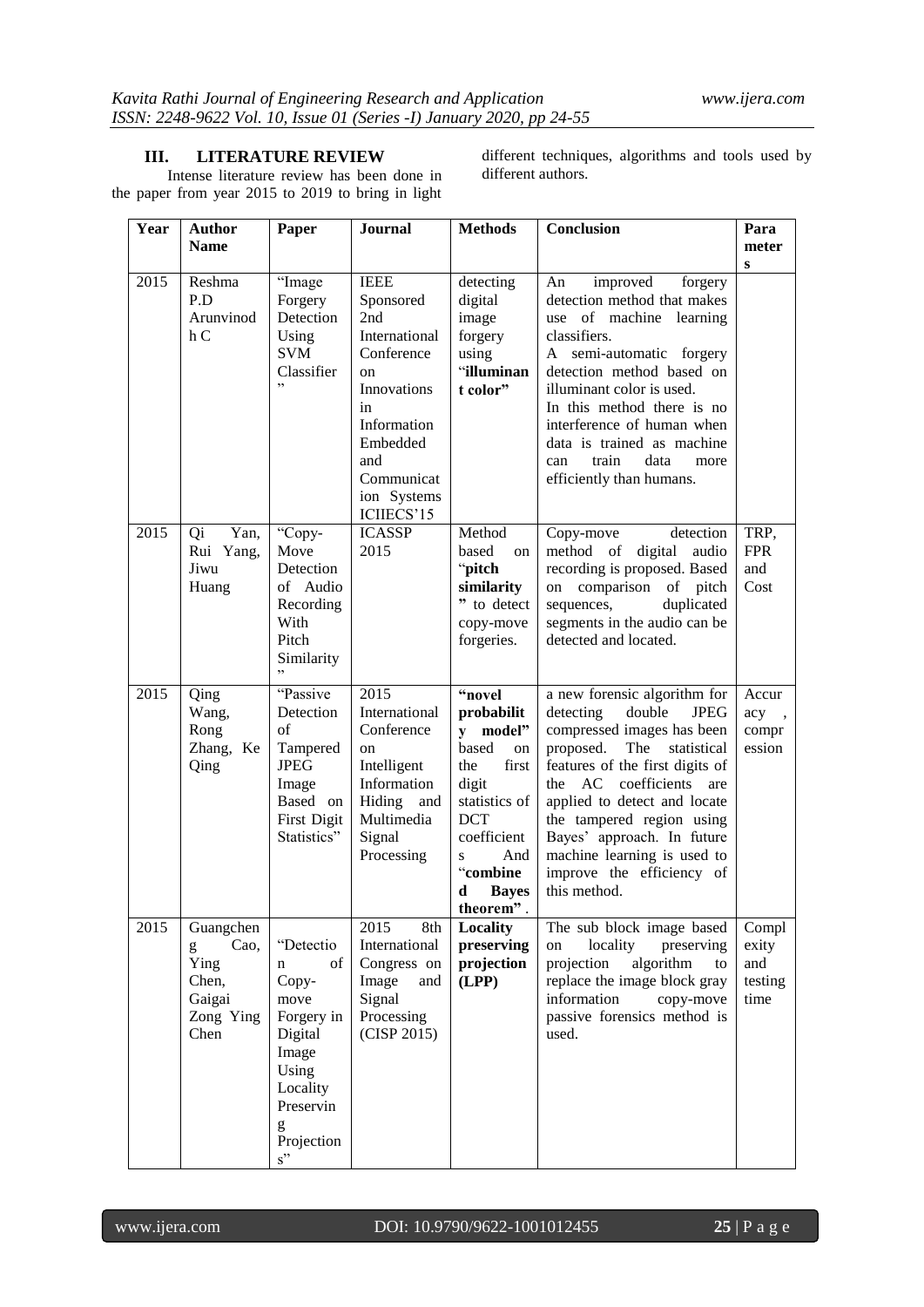## III. LITERATURE REVIEW

Intense literature review has been done in the paper from year 2015 to 2019 to bring in light different techniques, algorithms and tools used by different authors.

| Year | Author Name | Paper | Journal | Methods | Conclusion | Parameters |
|---|---|---|---|---|---|---|
| 2015 | Reshma P.D Arunvinodh C | "Image Forgery Detection Using SVM Classifier" | IEEE Sponsored 2nd International Conference on Innovations in Information Embedded and Communication Systems ICIIECS'15 | detecting digital image forgery using "**illuminant color**" | An improved forgery detection method that makes use of machine learning classifiers. A semi-automatic forgery detection method based on illuminant color is used. In this method there is no interference of human when data is trained as machine can train data more efficiently than humans. | |
| 2015 | Qi Yan, Rui Yang, Jiwu Huang | "Copy-Move Detection of Audio Recording With Pitch Similarity" | ICASSP 2015 | Method based on "**pitch similarity**" to detect copy-move forgeries. | Copy-move detection method of digital audio recording is proposed. Based on comparison of pitch sequences, duplicated segments in the audio can be detected and located. | TRP, FPR and Cost |
| 2015 | Qing Wang, Rong Zhang, Ke Qing | "Passive Detection of Tampered JPEG Image Based on First Digit Statistics" | 2015 International Conference on Intelligent Information Hiding and Multimedia Signal Processing | "**novel probability model**" based on the first digit statistics of DCT coefficients And "**combined Bayes theorem**". | a new forensic algorithm for detecting double JPEG compressed images has been proposed. The statistical features of the first digits of the AC coefficients are applied to detect and locate the tampered region using Bayes' approach. In future machine learning is used to improve the efficiency of this method. | Accuracy , compression |
| 2015 | Guangcheng Cao, Ying Chen, Gaigai Zong Ying Chen | "Detection of Copy-move Forgery in Digital Image Using Locality Preserving Projections" | 2015 8th International Congress on Image and Signal Processing (CISP 2015) | **Locality preserving projection (LPP)** | The sub block image based on locality preserving projection algorithm to replace the image block gray information copy-move passive forensics method is used. | Complexity and testing time |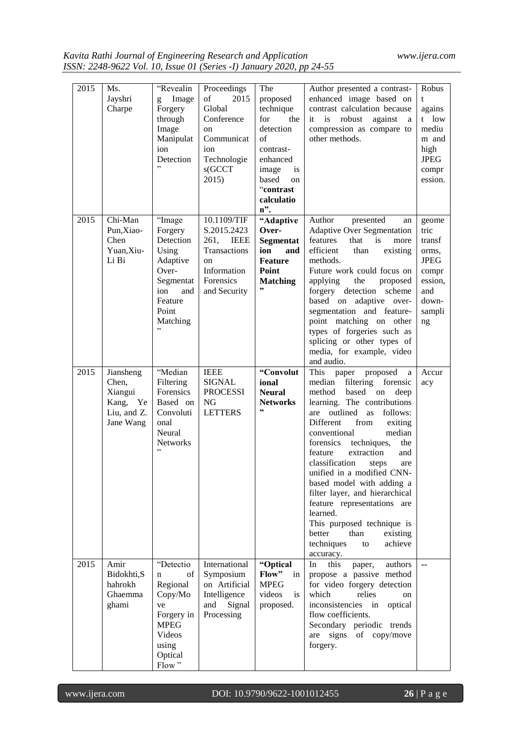| 2015 | Ms. Jayshri Charpe | "Revealing Image Forgery through Image Manipulation Detection" | Proceedings of 2015 Global Conference on Communication Technologies(GCCT 2015) | The proposed technique for the detection of contrast-enhanced image is based on "**contrast calculation**". | Author presented a contrast-enhanced image based on contrast calculation because it is robust against a compression as compare to other methods. | Robust against low medium and high JPEG compression. |
|---|---|---|---|---|---|---|
| 2015 | Chi-Man Pun,Xiao-Chen Yuan,Xiu-Li Bi | "Image Forgery Detection Using Adaptive Over-Segmentation and Feature Point Matching" | 10.1109/TIFS.2015.2423261, IEEE Transactions on Information Forensics and Security | **"Adaptive Over-Segmentation and Feature Point Matching"** | Author presented an Adaptive Over Segmentation features that is more efficient than existing methods.<br>Future work could focus on applying the proposed forgery detection scheme based on adaptive over-segmentation and feature-point matching on other types of forgeries such as splicing or other types of media, for example, video and audio. | geometric transforms, JPEG compression, and down-sampling |
| 2015 | Jiansheng Chen, Xiangui Kang, Ye Liu, and Z. Jane Wang | "Median Filtering Forensics Based on Convolutional Neural Networks" | IEEE SIGNAL PROCESSING LETTERS | **"Convolutional Neural Networks"** | This paper proposed a median filtering forensic method based on deep learning. The contributions are outlined as follows: Different from exiting conventional median forensics techniques, the feature extraction and classification steps are unified in a modified CNN-based model with adding a filter layer, and hierarchical feature representations are learned.<br>This purposed technique is better than existing techniques to achieve accuracy. | Accuracy |
| 2015 | Amir Bidokhti,Shahrokh Ghaemmaghami | "Detection of Regional Copy/Move Forgery in MPEG Videos using Optical Flow" | International Symposium on Artificial Intelligence and Signal Processing | **"Optical Flow"** in MPEG videos is proposed. | In this paper, authors propose a passive method for video forgery detection which relies on inconsistencies in optical flow coefficients.<br>Secondary periodic trends are signs of copy/move forgery. | -- |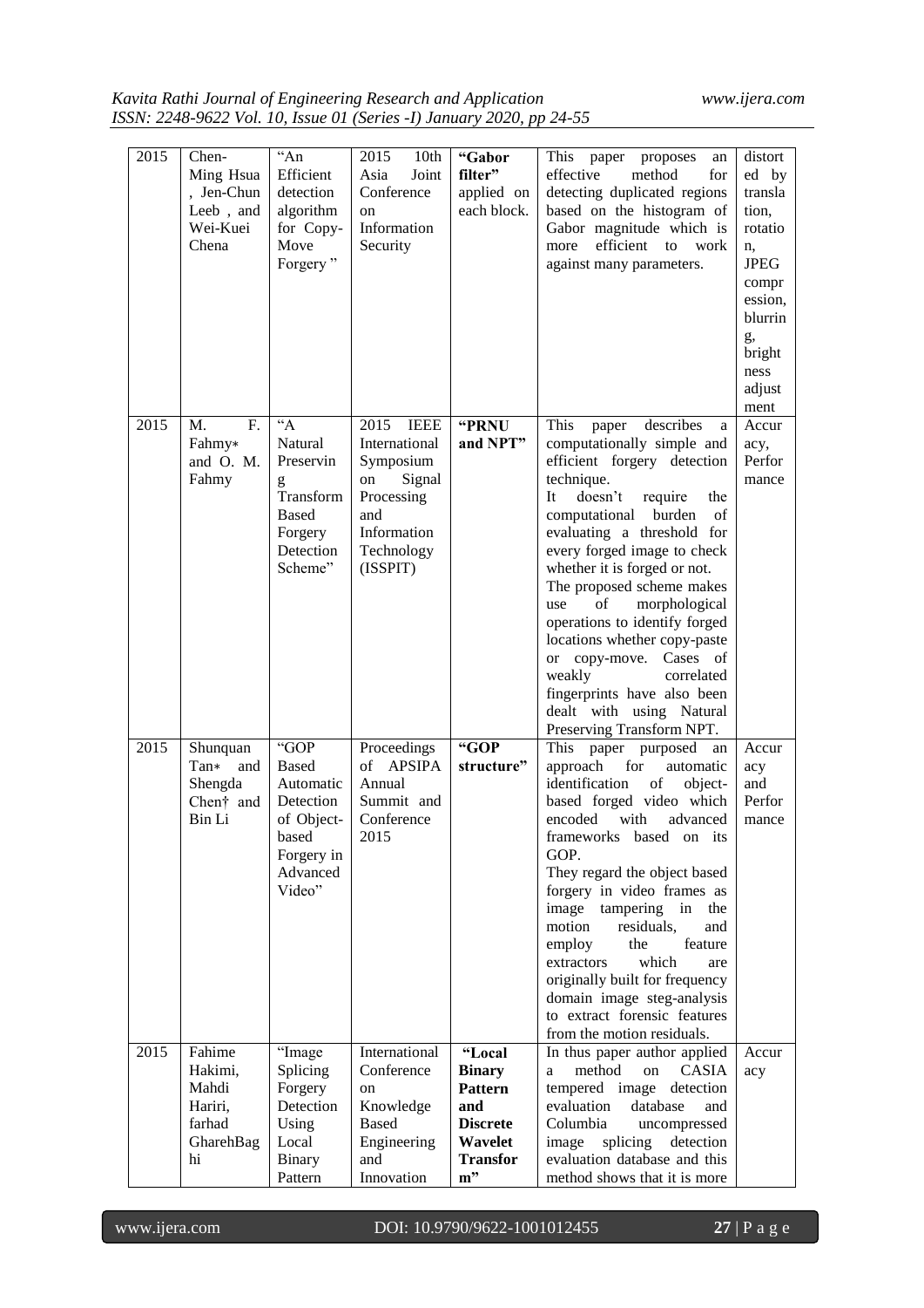| 2015 | Chen-Ming Hsua , Jen-Chun Leeb , and Wei-Kuei Chena | "An Efficient detection algorithm for Copy-Move Forgery " | 2015 10th Asia Joint Conference on Information Security | **"Gabor filter"** applied on each block. | This paper proposes an effective method for detecting duplicated regions based on the histogram of Gabor magnitude which is more efficient to work against many parameters. | distorted by translation, rotation, JPEG compression, blurring, brightness adjustment |
|---|---|---|---|---|---|---|
| 2015 | M. F. Fahmy∗ and O. M. Fahmy | "A Natural Preserving Transform Based Forgery Detection Scheme" | 2015 IEEE International Symposium on Signal Processing and Information Technology (ISSPIT) | **"PRNU and NPT"** | This paper describes a computationally simple and efficient forgery detection technique. It doesn't require the computational burden of evaluating a threshold for every forged image to check whether it is forged or not. The proposed scheme makes use of morphological operations to identify forged locations whether copy-paste or copy-move. Cases of weakly correlated fingerprints have also been dealt with using Natural Preserving Transform NPT. | Accuracy, Performance |
| 2015 | Shunquan Tan∗ and Shengda Chen† and Bin Li | "GOP Based Automatic Detection of Object-based Forgery in Advanced Video" | Proceedings of APSIPA Annual Summit and Conference 2015 | **"GOP structure"** | This paper purposed an approach for automatic identification of object-based forged video which encoded with advanced frameworks based on its GOP. They regard the object based forgery in video frames as image tampering in the motion residuals, and employ the feature extractors which are originally built for frequency domain image steg-analysis to extract forensic features from the motion residuals. | Accuracy and Performance |
| 2015 | Fahime Hakimi, Mahdi Hariri, farhad GharehBaghi | "Image Splicing Forgery Detection Using Local Binary Pattern | International Conference on Knowledge Based Engineering and Innovation | **"Local Binary Pattern and Discrete Wavelet Transform"** | In thus paper author applied a method on CASIA tempered image detection evaluation database and Columbia uncompressed image splicing detection evaluation database and this method shows that it is more | Accuracy |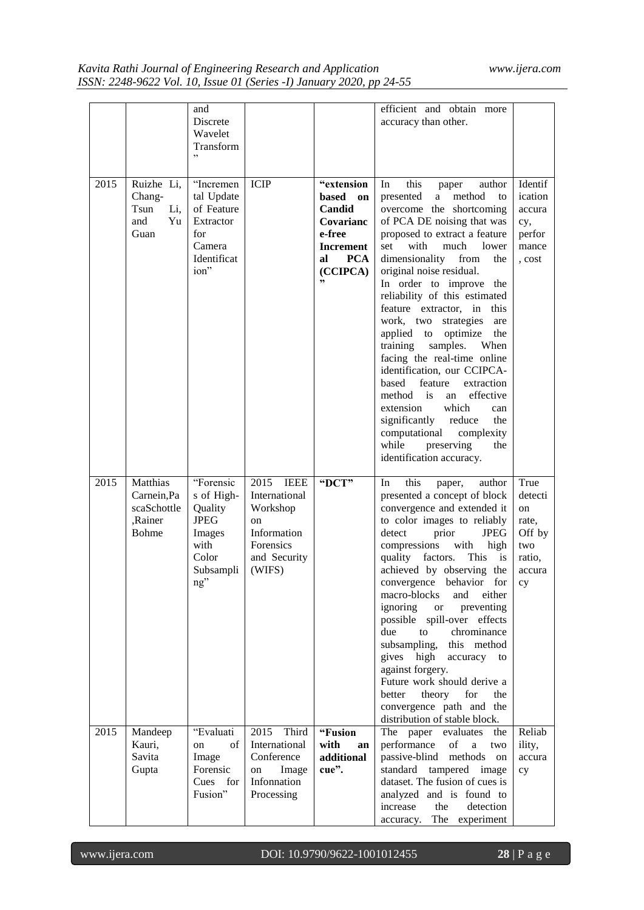| | | and Discrete Wavelet Transform" | | | efficient and obtain more accuracy than other. | |
|---|---|---|---|---|---|---|
| 2015 | Ruizhe Li, Chang-Tsun Li, and Yu Guan | "Incremental Update of Feature Extractor for Camera Identification" | ICIP | **"extension based on Candid Covariance-free Incremental PCA (CCIPCA)"** | In this paper author presented a method to overcome the shortcoming of PCA DE noising that was proposed to extract a feature set with much lower dimensionality from the original noise residual. In order to improve the reliability of this estimated feature extractor, in this work, two strategies are applied to optimize the training samples. When facing the real-time online identification, our CCIPCA-based feature extraction method is an effective extension which can significantly reduce the computational complexity while preserving the identification accuracy. | Identification accuracy, performance, cost |
| 2015 | Matthias Carnein,Pascal Schottle,Rainer Bohme | "Forensics of High-Quality JPEG Images with Color Subsampling" | 2015 IEEE International Workshop on Information Forensics and Security (WIFS) | **"DCT"** | In this paper, author presented a concept of block convergence and extended it to color images to reliably detect prior JPEG compressions with high quality factors. This is achieved by observing the convergence behavior for macro-blocks and either ignoring or preventing possible spill-over effects due to chrominance subsampling, this method gives high accuracy to against forgery. Future work should derive a better theory for the convergence path and the distribution of stable block. | True detection rate, Off by two ratio, accuracy |
| 2015 | Mandeep Kauri, Savita Gupta | "Evaluation of Image Forensic Cues for Fusion" | 2015 Third International Conference on Image Infonnation Processing | **"Fusion with an additional cue".** | The paper evaluates the performance of a two passive-blind methods on standard tampered image dataset. The fusion of cues is analyzed and is found to increase the detection accuracy. The experiment | Reliability, accuracy |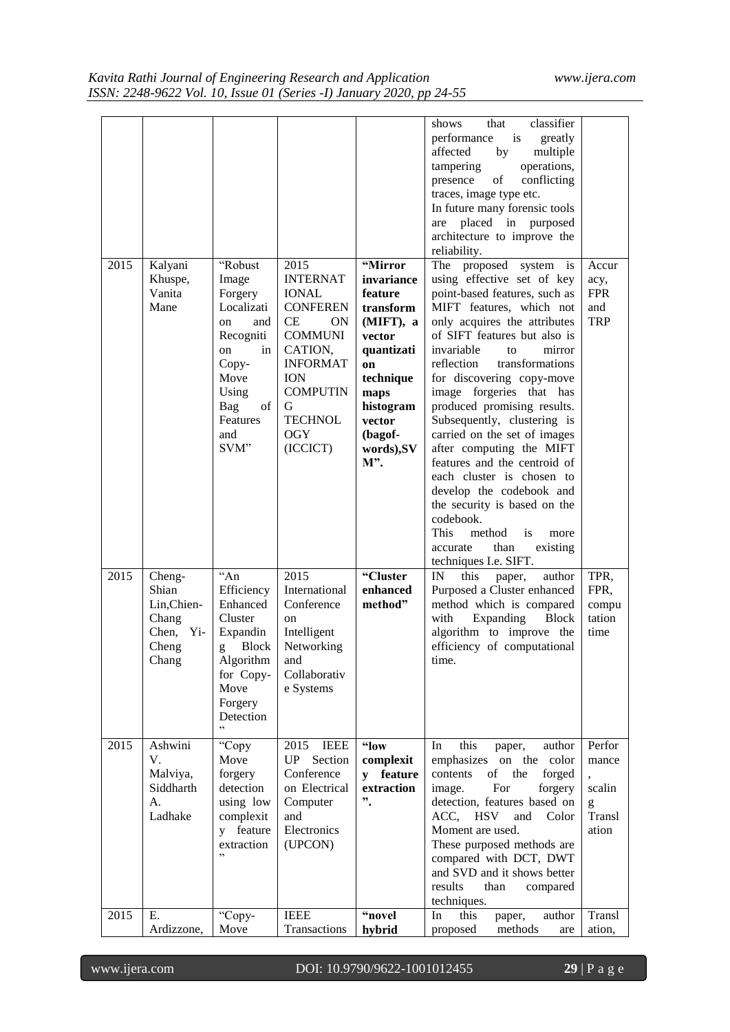| | | | | | | |
|---|---|---|---|---|---|---|
| | | | | | shows that classifier performance is greatly affected by multiple tampering operations, presence of conflicting traces, image type etc. In future many forensic tools are placed in purposed architecture to improve the reliability. | |
| 2015 | Kalyani Khuspe, Vanita Mane | "Robust Image Forgery Localization and Recognition in Copy-Move Using Bag of Features and SVM" | 2015 INTERNATIONAL CONFERENCE ON COMMUNICATION, INFORMATION COMPUTING TECHNOLOGY (ICCICT) | **"Mirror invariance feature transform (MIFT), a vector quantization technique maps histogram vector (bagof-words),SVM".** | The proposed system is using effective set of key point-based features, such as MIFT features, which not only acquires the attributes of SIFT features but also is invariable to mirror reflection transformations for discovering copy-move image forgeries that has produced promising results. Subsequently, clustering is carried on the set of images after computing the MIFT features and the centroid of each cluster is chosen to develop the codebook and the security is based on the codebook. This method is more accurate than existing techniques I.e. SIFT. | Accuracy, FPR and TRP |
| 2015 | Cheng-Shian Lin,Chien-Chang Chen, Yi-Cheng Chang | "An Efficiency Enhanced Cluster Expanding Block Algorithm for Copy-Move Forgery Detection" | 2015 International Conference on Intelligent Networking and Collaborative Systems | **"Cluster enhanced method"** | IN this paper, author Purposed a Cluster enhanced method which is compared with Expanding Block algorithm to improve the efficiency of computational time. | TPR, FPR, computation time |
| 2015 | Ashwini V. Malviya, Siddharth A. Ladhake | "Copy Move forgery detection using low complexity feature extraction" | 2015 IEEE UP Section Conference on Electrical Computer and Electronics (UPCON) | **"low complexity feature extraction".** | In this paper, author emphasizes on the color contents of the forged image. For forgery detection, features based on ACC, HSV and Color Moment are used. These purposed methods are compared with DCT, DWT and SVD and it shows better results than compared techniques. | Performance, scaling Translation |
| 2015 | E. Ardizzone, | "Copy-Move | IEEE Transactions | **"novel hybrid** | In this paper, author proposed methods are | Translation, |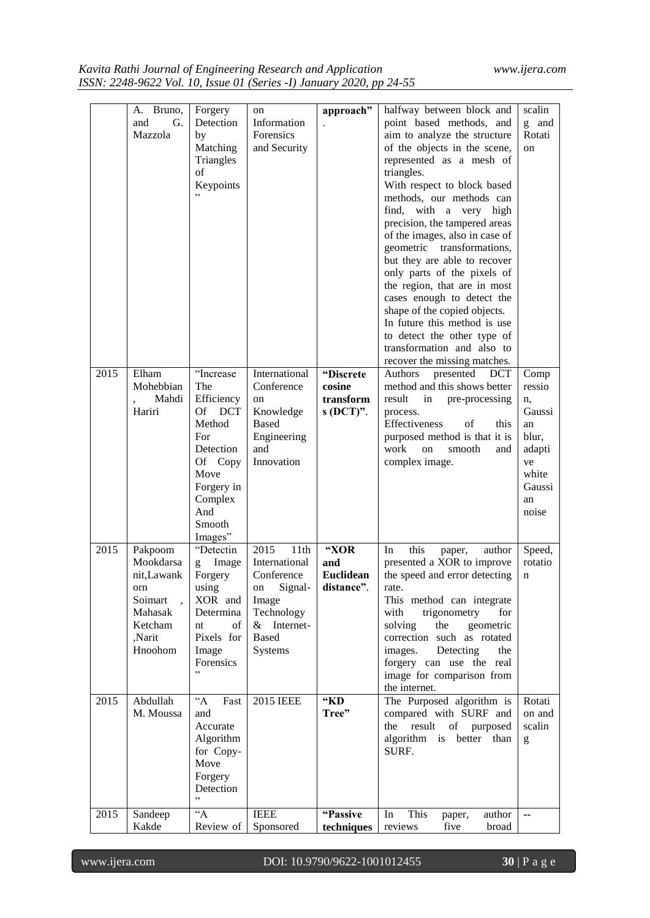| | A. Bruno, and G. Mazzola | Forgery Detection by Matching Triangles of Keypoints" | on Information Forensics and Security | **approach"**. | halfway between block and point based methods, and aim to analyze the structure of the objects in the scene, represented as a mesh of triangles. With respect to block based methods, our methods can find, with a very high precision, the tampered areas of the images, also in case of geometric transformations, but they are able to recover only parts of the pixels of the region, that are in most cases enough to detect the shape of the copied objects. In future this method is use to detect the other type of transformation and also to recover the missing matches. | scaling and Rotation |
|---|---|---|---|---|---|---|
| 2015 | Elham Mohebbian, Mahdi Hariri | "Increase The Efficiency Of DCT Method For Detection Of Copy Move Forgery in Complex And Smooth Images" | International Conference on Knowledge Based Engineering and Innovation | **"Discrete cosine transforms (DCT)"**. | Authors presented DCT method and this shows better result in pre-processing process. Effectiveness of this purposed method is that it is work on smooth and complex image. | Compression, Gaussian blur, adaptive white Gaussian noise |
| 2015 | Pakpoom Mookdarsanit,Lawankorn Soimart , Mahasak Ketcham ,Narit Hnoohom | "Detecting Image Forgery using XOR and Determinant of Pixels for Image Forensics" | 2015 11th International Conference on Signal-Image Technology & Internet-Based Systems | **"XOR and Euclidean distance"**. | In this paper, author presented a XOR to improve the speed and error detecting rate. This method can integrate with trigonometry for solving the geometric correction such as rotated images. Detecting the forgery can use the real image for comparison from the internet. | Speed, rotation |
| 2015 | Abdullah M. Moussa | "A Fast and Accurate Algorithm for Copy-Move Forgery Detection" | 2015 IEEE | **"KD Tree"** | The Purposed algorithm is compared with SURF and the result of purposed algorithm is better than SURF. | Rotation and scaling |
| 2015 | Sandeep Kakde | "A Review of | IEEE Sponsored | **"Passive techniques** | In This paper, author reviews five broad | -- |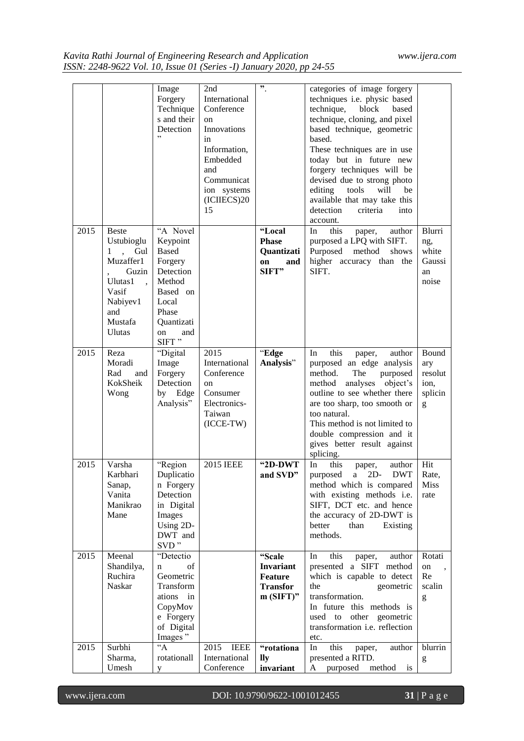| | | Image Forgery Techniques and their Detection" | 2nd International Conference on Innovations in Information, Embedded and Communication systems (ICIIECS)2015 | ". | categories of image forgery techniques i.e. physic based technique, block based technique, cloning, and pixel based technique, geometric based. These techniques are in use today but in future new forgery techniques will be devised due to strong photo editing tools will be available that may take this detection criteria into account. | |
|---|---|---|---|---|---|---|
| 2015 | Beste Ustubioglu 1 , Gul Muzaffer1 , Guzin Ulutas1 , Vasif Nabiyev1 and Mustafa Ulutas | "A Novel Keypoint Based Forgery Detection Method Based on Local Phase Quantization and SIFT" | | **"Local Phase Quantization and SIFT"** | In this paper, author purposed a LPQ with SIFT. Purposed method shows higher accuracy than the SIFT. | Blurring, white Gaussian noise |
| 2015 | Reza Moradi Rad and KokSheik Wong | "Digital Image Forgery Detection by Edge Analysis" | 2015 International Conference on Consumer Electronics-Taiwan (ICCE-TW) | "**Edge Analysis**" | In this paper, author purposed an edge analysis method. The purposed method analyses object's outline to see whether there are too sharp, too smooth or too natural. This method is not limited to double compression and it gives better result against splicing. | Boundary resolution, splicing |
| 2015 | Varsha Karbhari Sanap, Vanita Manikrao Mane | "Region Duplication Forgery Detection in Digital Images Using 2D-DWT and SVD" | 2015 IEEE | **"2D-DWT and SVD"** | In this paper, author purposed a 2D- DWT method which is compared with existing methods i.e. SIFT, DCT etc. and hence the accuracy of 2D-DWT is better than Existing methods. | Hit Rate, Miss rate |
| 2015 | Meenal Shandilya, Ruchira Naskar | "Detection of Geometric Transformations in CopyMove Forgery of Digital Images" | | **"Scale Invariant Feature Transform (SIFT)"** | In this paper, author presented a SIFT method which is capable to detect the geometric transformation. In future this methods is used to other geometric transformation i.e. reflection etc. | Rotation , Re scaling |
| 2015 | Surbhi Sharma, Umesh | "A rotationally | 2015 IEEE International Conference | **"rotationally invariant** | In this paper, author presented a RITD. A purposed method is | blurring |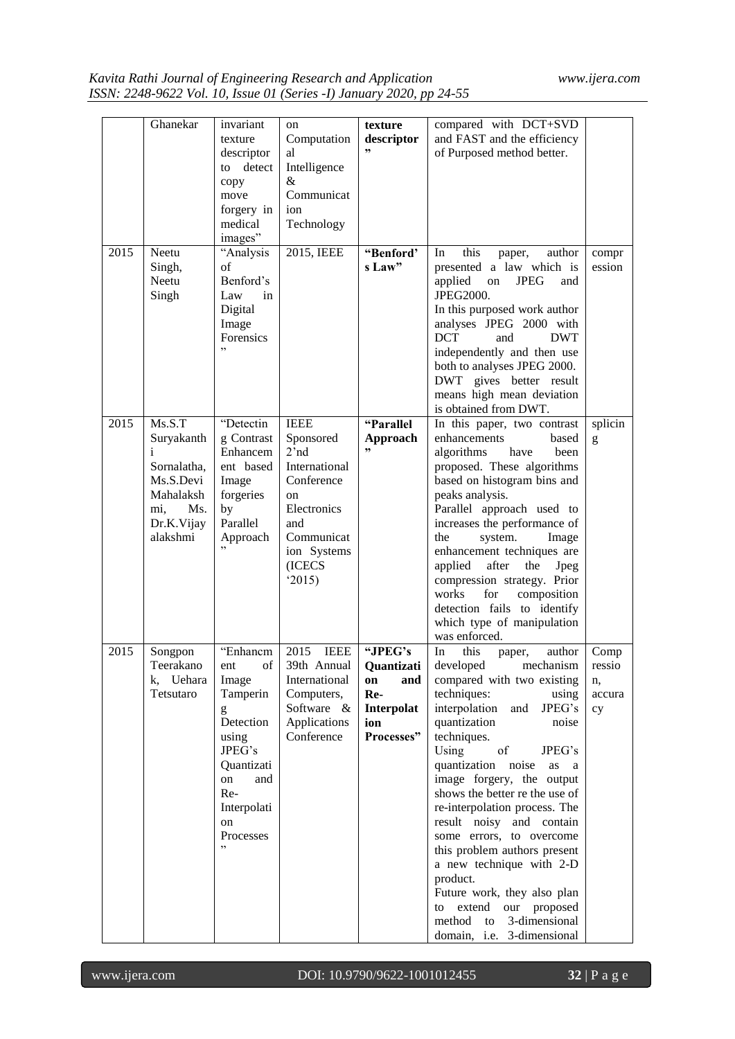|  | Ghanekar | invariant texture descriptor to detect copy move forgery in medical images" | on Computational Intelligence & Communication Technology | **texture descriptor"** | compared with DCT+SVD and FAST and the efficiency of Purposed method better. |  |
|---|---|---|---|---|---|---|
| 2015 | Neetu Singh, Neetu Singh | "Analysis of Benford's Law in Digital Image Forensics" | 2015, IEEE | **"Benford's Law"** | In this paper, author presented a law which is applied on JPEG and JPEG2000.<br>In this purposed work author analyses JPEG 2000 with DCT and DWT independently and then use both to analyses JPEG 2000. DWT gives better result means high mean deviation is obtained from DWT. | compression |
| 2015 | Ms.S.T Suryakanthi Sornalatha, Ms.S.Devi Mahalakshmi, Ms. Dr.K.Vijayalakshmi | "Detecting Contrast Enhancement based Image forgeries by Parallel Approach" | IEEE Sponsored 2'nd International Conference on Electronics and Communication Systems (ICECS '2015) | **"Parallel Approach"** | In this paper, two contrast enhancements based algorithms have been proposed. These algorithms based on histogram bins and peaks analysis.<br>Parallel approach used to increases the performance of the system. Image enhancement techniques are applied after the Jpeg compression strategy. Prior works for composition detection fails to identify which type of manipulation was enforced. | splicing |
| 2015 | Songpon Teerakanok, Uehara Tetsutaro | "Enhancment of Image Tampering Detection using JPEG's Quantization and Re-Interpolation Processes" | 2015 IEEE 39th Annual International Computers, Software & Applications Conference | **"JPEG's Quantization and Re-Interpolation Processes"** | In this paper, author developed mechanism compared with two existing techniques: using interpolation and JPEG's quantization noise techniques.<br>Using of JPEG's quantization noise as a image forgery, the output shows the better re the use of re-interpolation process. The result noisy and contain some errors, to overcome this problem authors present a new technique with 2-D product.<br>Future work, they also plan to extend our proposed method to 3-dimensional domain, i.e. 3-dimensional | Compression, accuracy |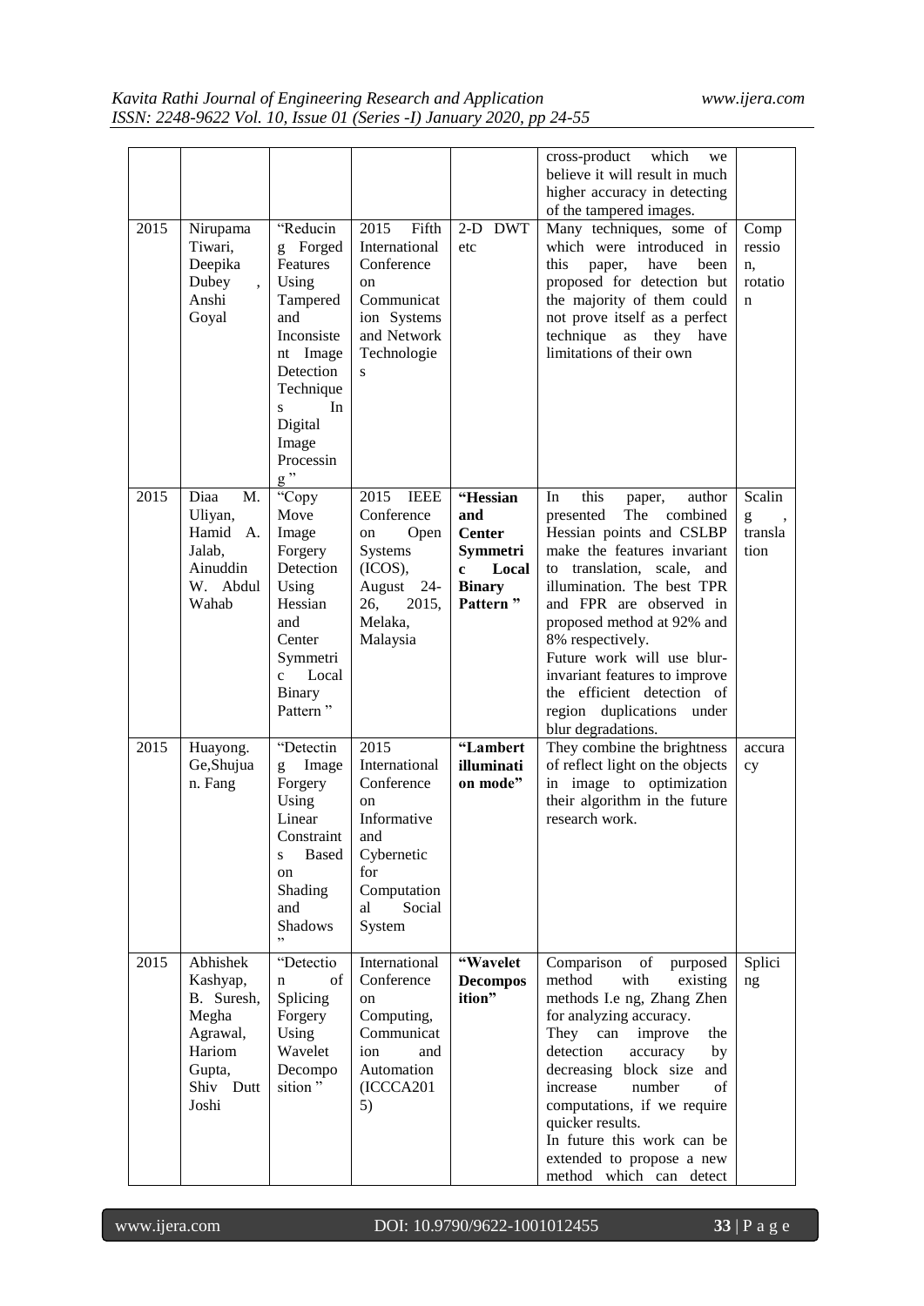| | | | | | cross-product which we believe it will result in much higher accuracy in detecting of the tampered images. | |
|---|---|---|---|---|---|---|
| 2015 | Nirupama Tiwari, Deepika Dubey , Anshi Goyal | "Reducing Forged Features Using Tampered and Inconsistent Image Detection Techniques In Digital Image Processing" | 2015 Fifth International Conference on Communication Systems and Network Technologies | 2-D DWT etc | Many techniques, some of which were introduced in this paper, have been proposed for detection but the majority of them could not prove itself as a perfect technique as they have limitations of their own | Compression, rotation |
| 2015 | Diaa M. Uliyan, Hamid A. Jalab, Ainuddin W. Abdul Wahab | "Copy Move Image Forgery Detection Using Hessian and Center Symmetric Local Binary Pattern" | 2015 IEEE Conference on Open Systems (ICOS), August 24-26, 2015, Melaka, Malaysia | **"Hessian and Center Symmetric Local Binary Pattern"** | In this paper, author presented The combined Hessian points and CSLBP make the features invariant to translation, scale, and illumination. The best TPR and FPR are observed in proposed method at 92% and 8% respectively. Future work will use blur-invariant features to improve the efficient detection of region duplications under blur degradations. | Scaling , translation |
| 2015 | Huayong. Ge,Shujuan. Fang | "Detecting Image Forgery Using Linear Constraints Based on Shading and Shadows" | 2015 International Conference on Informative and Cybernetic for Computational Social System | **"Lambert illumination mode"** | They combine the brightness of reflect light on the objects in image to optimization their algorithm in the future research work. | accuracy |
| 2015 | Abhishek Kashyap, B. Suresh, Megha Agrawal, Hariom Gupta, Shiv Dutt Joshi | "Detection of Splicing Forgery Using Wavelet Decomposition" | International Conference on Computing, Communication and Automation (ICCCA2015) | **"Wavelet Decomposition"** | Comparison of purposed method with existing methods I.e ng, Zhang Zhen for analyzing accuracy. They can improve the detection accuracy by decreasing block size and increase number of computations, if we require quicker results. In future this work can be extended to propose a new method which can detect | Splicing |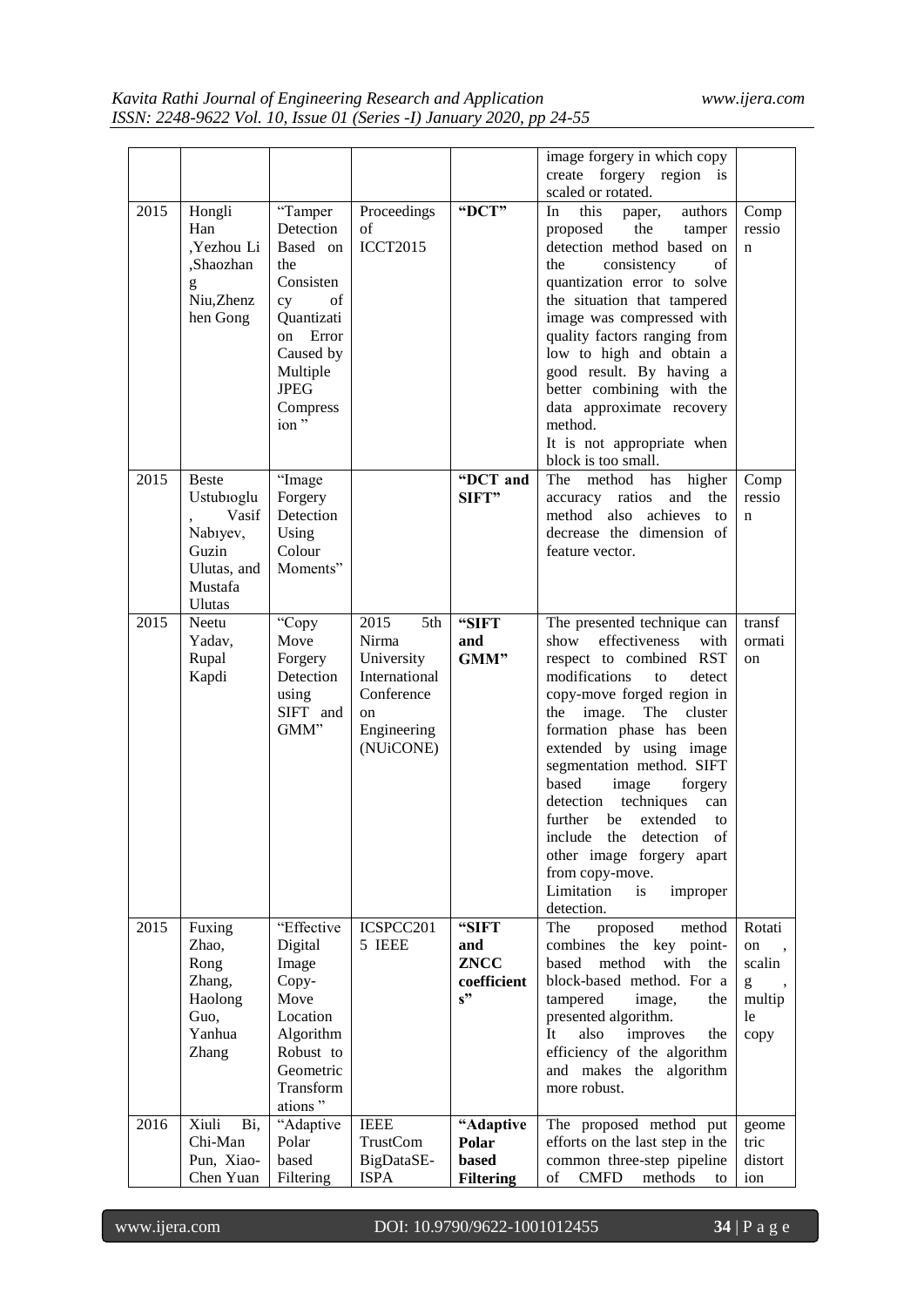| | | | | | | |
|---|---|---|---|---|---|---|
| | | | | | image forgery in which copy create forgery region is scaled or rotated. | |
| 2015 | Hongli Han ,Yezhou Li ,Shaozhang Niu,Zhenzhen Gong | "Tamper Detection Based on the Consistency of Quantization Error Caused by Multiple JPEG Compression " | Proceedings of ICCT2015 | **"DCT"** | In this paper, authors proposed the tamper detection method based on the consistency of quantization error to solve the situation that tampered image was compressed with quality factors ranging from low to high and obtain a good result. By having a better combining with the data approximate recovery method. It is not appropriate when block is too small. | Compression |
| 2015 | Beste Ustubıoglu , Vasif Nabıyev, Guzin Ulutas, and Mustafa Ulutas | "Image Forgery Detection Using Colour Moments" | | **"DCT and SIFT"** | The method has higher accuracy ratios and the method also achieves to decrease the dimension of feature vector. | Compression |
| 2015 | Neetu Yadav, Rupal Kapdi | "Copy Move Forgery Detection using SIFT and GMM" | 2015 5th Nirma University International Conference on Engineering (NUiCONE) | **"SIFT and GMM"** | The presented technique can show effectiveness with respect to combined RST modifications to detect copy-move forged region in the image. The cluster formation phase has been extended by using image segmentation method. SIFT based image forgery detection techniques can further be extended to include the detection of other image forgery apart from copy-move. Limitation is improper detection. | transformation |
| 2015 | Fuxing Zhao, Rong Zhang, Haolong Guo, Yanhua Zhang | "Effective Digital Image Copy-Move Location Algorithm Robust to Geometric Transformations " | ICSPCC2015 IEEE | **"SIFT and ZNCC coefficients"** | The proposed method combines the key point-based method with the block-based method. For a tampered image, the presented algorithm. It also improves the efficiency of the algorithm and makes the algorithm more robust. | Rotation , scaling , multiple copy |
| 2016 | Xiuli Bi, Chi-Man Pun, Xiao-Chen Yuan | "Adaptive Polar based Filtering | IEEE TrustCom BigDataSE-ISPA | **"Adaptive Polar based Filtering** | The proposed method put efforts on the last step in the common three-step pipeline of CMFD methods to | geometric distortion |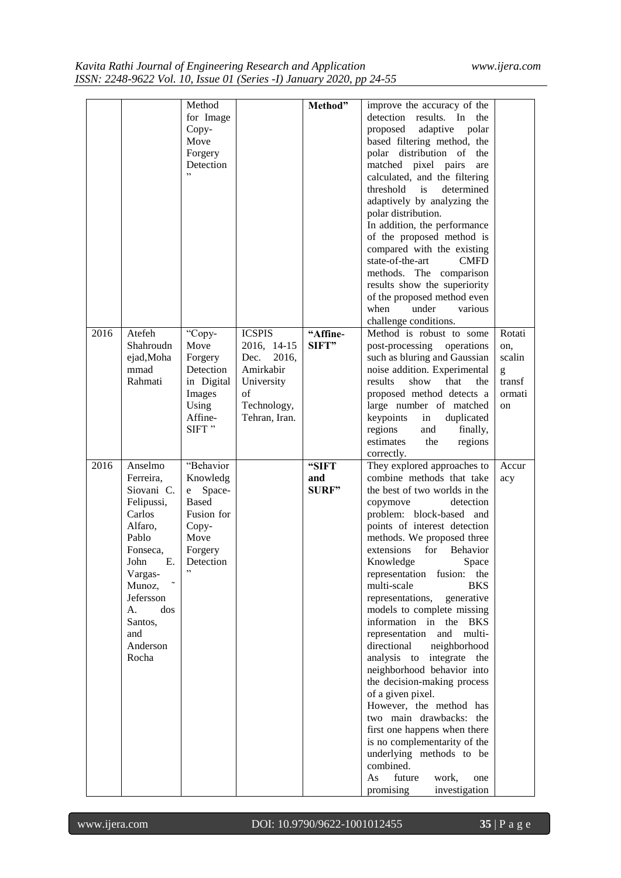| | | Method for Image Copy-Move Forgery Detection" | | Method" | improve the accuracy of the detection results. In the proposed adaptive polar based filtering method, the polar distribution of the matched pixel pairs are calculated, and the filtering threshold is determined adaptively by analyzing the polar distribution. In addition, the performance of the proposed method is compared with the existing state-of-the-art CMFD methods. The comparison results show the superiority of the proposed method even when under various challenge conditions. | |
|---|---|---|---|---|---|---|
| 2016 | Atefeh Shahroudnejad,Mohammad Rahmati | "Copy-Move Forgery Detection in Digital Images Using Affine-SIFT " | ICSPIS 2016, 14-15 Dec. 2016, Amirkabir University of Technology, Tehran, Iran. | **"Affine-SIFT"** | Method is robust to some post-processing operations such as bluring and Gaussian noise addition. Experimental results show that the proposed method detects a large number of matched keypoints in duplicated regions and finally, estimates the regions correctly. | Rotation, scaling transformation |
| 2016 | Anselmo Ferreira, Siovani C. Felipussi, Carlos Alfaro, Pablo Fonseca, John E. Vargas-Munoz, ˜ Jefersson A. dos Santos, and Anderson Rocha | "Behavior Knowledge Space-Based Fusion for Copy-Move Forgery Detection" | | **"SIFT and SURF"** | They explored approaches to combine methods that take the best of two worlds in the copymove detection problem: block-based and points of interest detection methods. We proposed three extensions for Behavior Knowledge Space representation fusion: the multi-scale BKS representations, generative models to complete missing information in the BKS representation and multi-directional neighborhood analysis to integrate the neighborhood behavior into the decision-making process of a given pixel. However, the method has two main drawbacks: the first one happens when there is no complementarity of the underlying methods to be combined. As future work, one promising investigation | Accuracy |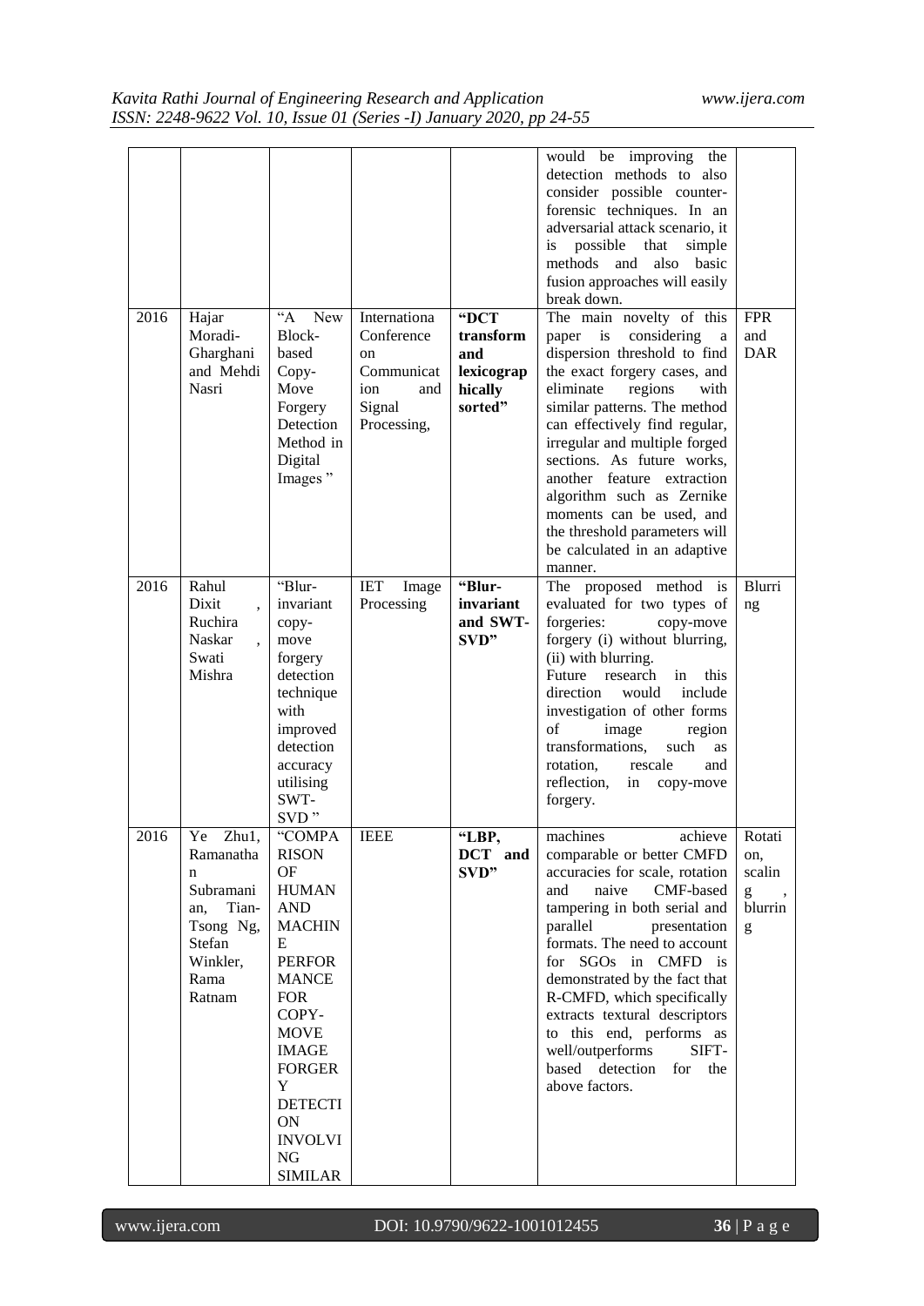| | | | | | would be improving the detection methods to also consider possible counter-forensic techniques. In an adversarial attack scenario, it is possible that simple methods and also basic fusion approaches will easily break down. | |
|---|---|---|---|---|---|---|
| 2016 | Hajar Moradi-Gharghani and Mehdi Nasri | "A New Block-based Copy-Move Forgery Detection Method in Digital Images" | Internationa Conference on Communication and Signal Processing, | **"DCT transform and lexicographically sorted"** | The main novelty of this paper is considering a dispersion threshold to find the exact forgery cases, and eliminate regions with similar patterns. The method can effectively find regular, irregular and multiple forged sections. As future works, another feature extraction algorithm such as Zernike moments can be used, and the threshold parameters will be calculated in an adaptive manner. | FPR and DAR |
| 2016 | Rahul Dixit , Ruchira Naskar , Swati Mishra | "Blur-invariant copy-move forgery detection technique with improved detection accuracy utilising SWT-SVD" | IET Image Processing | **"Blur-invariant and SWT-SVD"** | The proposed method is evaluated for two types of forgeries: copy-move forgery (i) without blurring, (ii) with blurring. Future research in this direction would include investigation of other forms of image region transformations, such as rotation, rescale and reflection, in copy-move forgery. | Blurring |
| 2016 | Ye Zhu1, Ramanathan Subramanian, Tian-Tsong Ng, Stefan Winkler, Rama Ratnam | "COMPARISON OF HUMAN AND MACHINE PERFORMANCE FOR COPY-MOVE IMAGE FORGERY DETECTION INVOLVING SIMILAR | IEEE | **"LBP, DCT and SVD"** | machines achieve comparable or better CMFD accuracies for scale, rotation and naive CMF-based tampering in both serial and parallel presentation formats. The need to account for SGOs in CMFD is demonstrated by the fact that R-CMFD, which specifically extracts textural descriptors to this end, performs as well/outperforms SIFT-based detection for the above factors. | Rotation, scaling , blurring |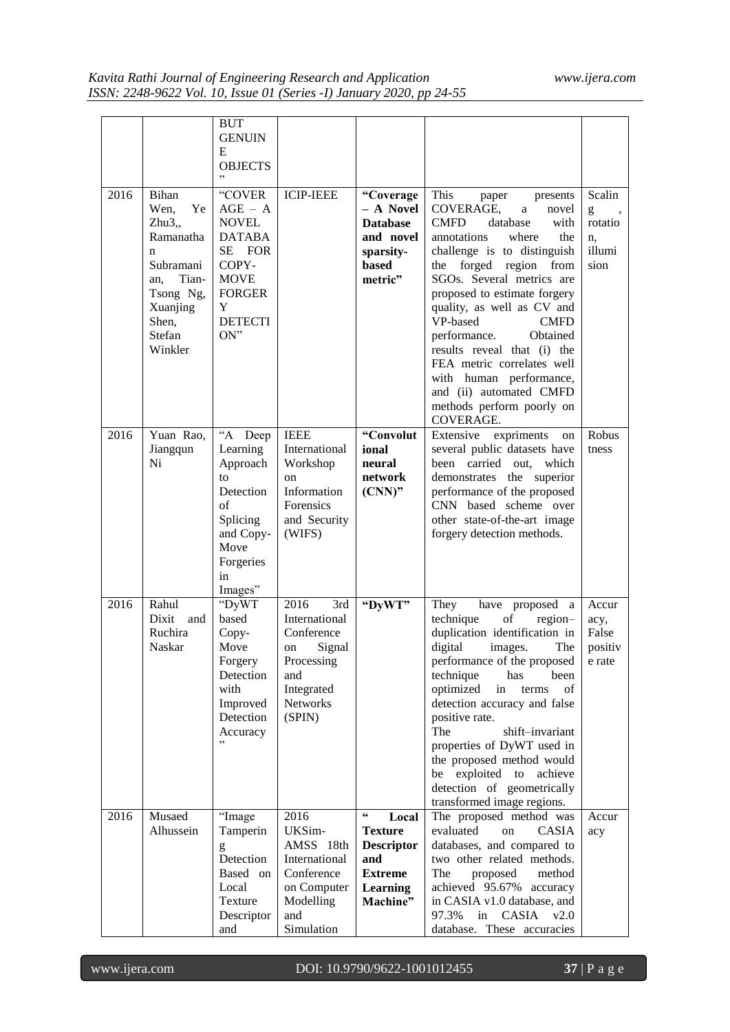| | | BUT GENUINE OBJECTS" | | | | |
|---|---|---|---|---|---|---|
| 2016 | Bihan Wen, Ye Zhu3,, Ramanathan Subramanian, Tian-Tsong Ng, Xuanjing Shen, Stefan Winkler | "COVERAGE – A NOVEL DATABASE FOR COPY-MOVE FORGERY DETECTION" | ICIP-IEEE | **"Coverage – A Novel Database and novel sparsity-based metric"** | This paper presents COVERAGE, a novel CMFD database with annotations where the challenge is to distinguish the forged region from SGOs. Several metrics are proposed to estimate forgery quality, as well as CV and VP-based CMFD performance. Obtained results reveal that (i) the FEA metric correlates well with human performance, and (ii) automated CMFD methods perform poorly on COVERAGE. | Scaling , rotation, illumision |
| 2016 | Yuan Rao, Jiangqun Ni | "A Deep Learning Approach to Detection of Splicing and Copy-Move Forgeries in Images" | IEEE International Workshop on Information Forensics and Security (WIFS) | **"Convolutional neural network (CNN)"** | Extensive expriments on several public datasets have been carried out, which demonstrates the superior performance of the proposed CNN based scheme over other state-of-the-art image forgery detection methods. | Robustness |
| 2016 | Rahul Dixit and Ruchira Naskar | "DyWT based Copy-Move Forgery Detection with Improved Detection Accuracy" | 2016 3rd International Conference on Signal Processing and Integrated Networks (SPIN) | **"DyWT"** | They have proposed a technique of region–duplication identification in digital images. The performance of the proposed technique has been optimized in terms of detection accuracy and false positive rate.<br>The shift–invariant properties of DyWT used in the proposed method would be exploited to achieve detection of geometrically transformed image regions. | Accuracy, False positive rate |
| 2016 | Musaed Alhussein | "Image Tampering Detection Based on Local Texture Descriptor and | 2016 UKSim-AMSS 18th International Conference on Computer Modelling and Simulation | **" Local Texture Descriptor and Extreme Learning Machine"** | The proposed method was evaluated on CASIA databases, and compared to two other related methods. The proposed method achieved 95.67% accuracy in CASIA v1.0 database, and 97.3% in CASIA v2.0 database. These accuracies | Accuracy |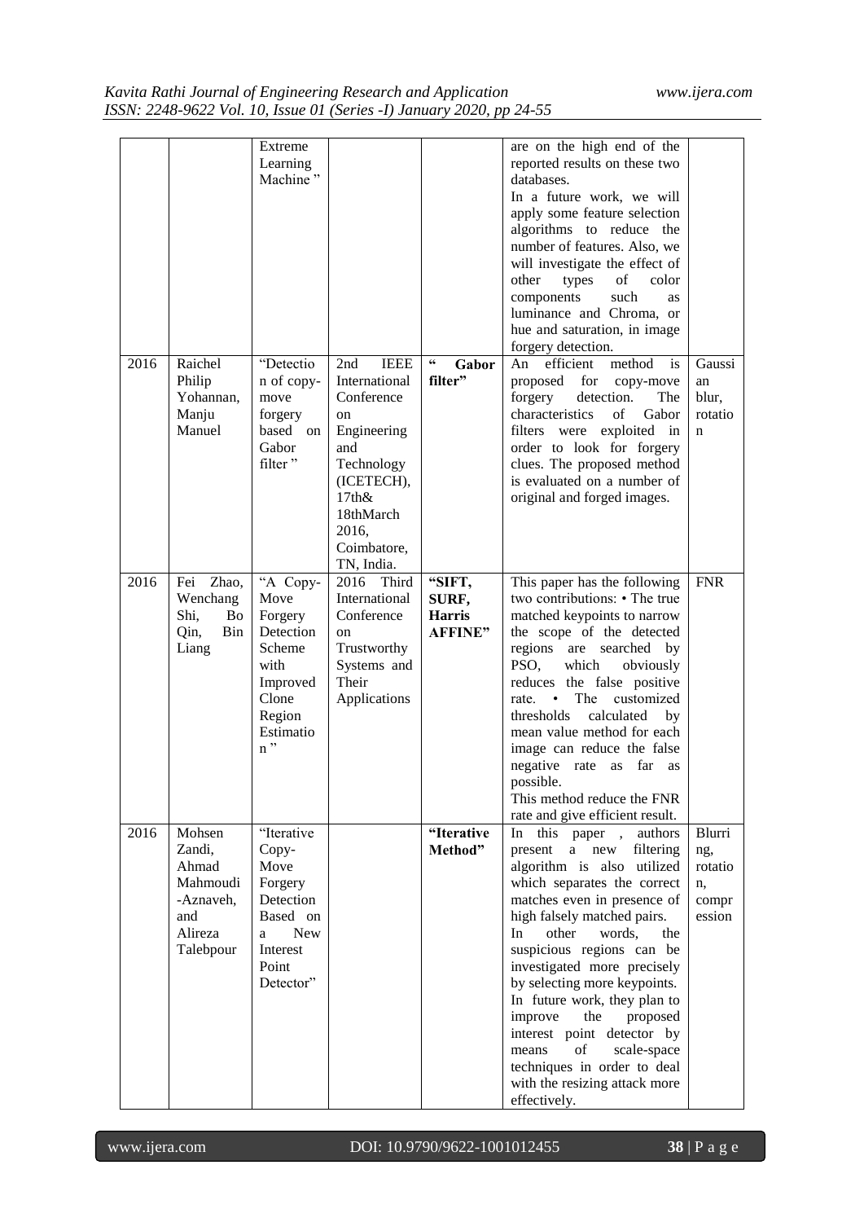| | | Extreme Learning Machine" | | | are on the high end of the reported results on these two databases. In a future work, we will apply some feature selection algorithms to reduce the number of features. Also, we will investigate the effect of other types of color components such as luminance and Chroma, or hue and saturation, in image forgery detection. | |
|---|---|---|---|---|---|---|
| 2016 | Raichel Philip Yohannan, Manju Manuel | "Detection of copy-move forgery based on Gabor filter" | 2nd IEEE International Conference on Engineering and Technology (ICETECH), 17th& 18thMarch 2016, Coimbatore, TN, India. | **" Gabor filter"** | An efficient method is proposed for copy-move forgery detection. The characteristics of Gabor filters were exploited in order to look for forgery clues. The proposed method is evaluated on a number of original and forged images. | Gaussian blur, rotation |
| 2016 | Fei Zhao, Wenchang Shi, Bo Qin, Bin Liang | "A Copy-Move Forgery Detection Scheme with Improved Clone Region Estimation" | 2016 Third International Conference on Trustworthy Systems and Their Applications | **"SIFT, SURF, Harris AFFINE"** | This paper has the following two contributions: • The true matched keypoints to narrow the scope of the detected regions are searched by PSO, which obviously reduces the false positive rate. • The customized thresholds calculated by mean value method for each image can reduce the false negative rate as far as possible. This method reduce the FNR rate and give efficient result. | FNR |
| 2016 | Mohsen Zandi, Ahmad Mahmoudi -Aznaveh, and Alireza Talebpour | "Iterative Copy-Move Forgery Detection Based on a New Interest Point Detector" | | **"Iterative Method"** | In this paper , authors present a new filtering algorithm is also utilized which separates the correct matches even in presence of high falsely matched pairs. In other words, the suspicious regions can be investigated more precisely by selecting more keypoints. In future work, they plan to improve the proposed interest point detector by means of scale-space techniques in order to deal with the resizing attack more effectively. | Blurring, rotation, compression |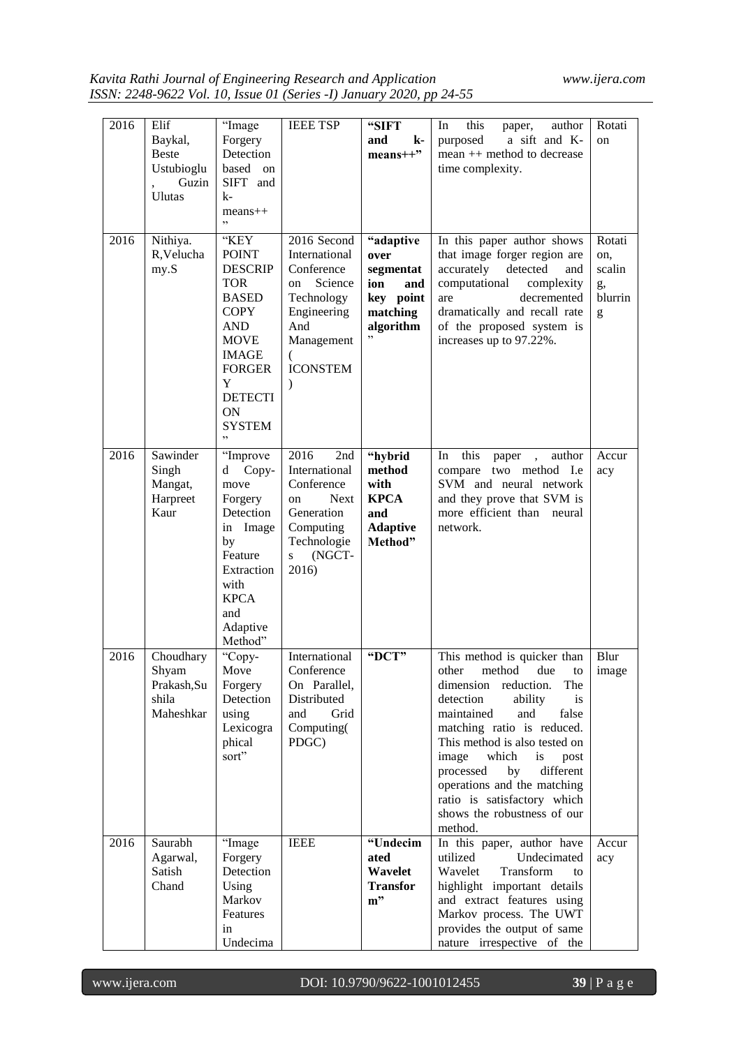| 2016 | Elif Baykal, Beste Ustubioglu, Guzin Ulutas | "Image Forgery Detection based on SIFT and k-means++" | IEEE TSP | **"SIFT and k-means++"** | In this paper, author purposed a sift and K-mean ++ method to decrease time complexity. | Rotation |
|---|---|---|---|---|---|---|
| 2016 | Nithiya. R,Veluchamy.S | "KEY POINT DESCRIPTOR BASED COPY AND MOVE IMAGE FORGERY DETECTION SYSTEM" | 2016 Second International Conference on Science Technology Engineering And Management ( ICONSTEM ) | **"adaptive over segmentation and key point matching algorithm"** | In this paper author shows that image forger region are accurately detected and computational complexity are decremented dramatically and recall rate of the proposed system is increases up to 97.22%. | Rotation, scaling, blurring |
| 2016 | Sawinder Singh Mangat, Harpreet Kaur | "Improved Copy-move Forgery Detection in Image by Feature Extraction with KPCA and Adaptive Method" | 2016 2nd International Conference on Next Generation Computing Technologies (NGCT-2016) | **"hybrid method with KPCA and Adaptive Method"** | In this paper , author compare two method I.e SVM and neural network and they prove that SVM is more efficient than neural network. | Accuracy |
| 2016 | Choudhary Shyam Prakash,Sushila Maheshkar | "Copy-Move Forgery Detection using Lexicographical sort" | International Conference On Parallel, Distributed and Grid Computing( PDGC) | **"DCT"** | This method is quicker than other method due to dimension reduction. The detection ability is maintained and false matching ratio is reduced. This method is also tested on image which is post processed by different operations and the matching ratio is satisfactory which shows the robustness of our method. | Blur image |
| 2016 | Saurabh Agarwal, Satish Chand | "Image Forgery Detection Using Markov Features in Undecima | IEEE | **"Undecimated Wavelet Transform"** | In this paper, author have utilized Undecimated Wavelet Transform to highlight important details and extract features using Markov process. The UWT provides the output of same nature irrespective of the | Accuracy |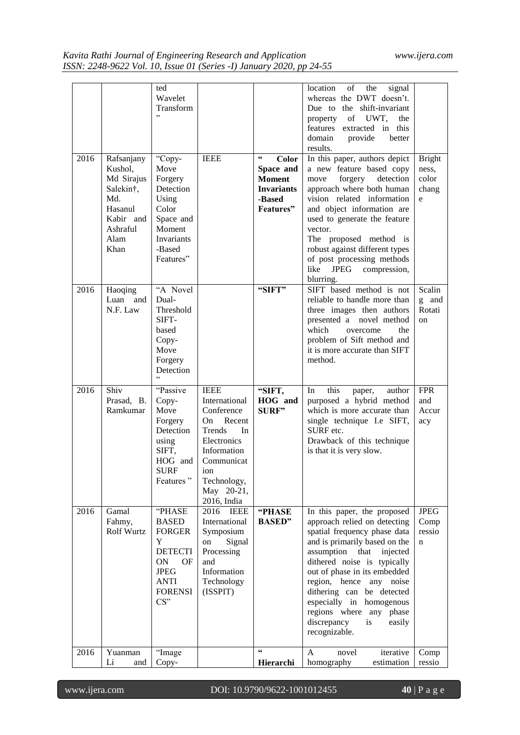| | | ted Wavelet Transform" | | | location of the signal whereas the DWT doesn't. Due to the shift-invariant property of UWT, the features extracted in this domain provide better results. | |
|---|---|---|---|---|---|---|
| 2016 | Rafsanjany Kushol, Md Sirajus Salekin†, Md. Hasanul Kabir and Ashraful Alam Khan | "Copy-Move Forgery Detection Using Color Space and Moment Invariants -Based Features" | IEEE | **" Color Space and Moment Invariants -Based Features"** | In this paper, authors depict a new feature based copy move forgery detection approach where both human vision related information and object information are used to generate the feature vector. The proposed method is robust against different types of post processing methods like JPEG compression, blurring. | Brightness, color change |
| 2016 | Haoqing Luan and N.F. Law | "A Novel Dual-Threshold SIFT-based Copy-Move Forgery Detection" | | **"SIFT"** | SIFT based method is not reliable to handle more than three images then authors presented a novel method which overcome the problem of Sift method and it is more accurate than SIFT method. | Scaling and Rotation |
| 2016 | Shiv Prasad, B. Ramkumar | "Passive Copy-Move Forgery Detection using SIFT, HOG and SURF Features " | IEEE International Conference On Recent Trends In Electronics Information Communication Technology, May 20-21, 2016, India | **"SIFT, HOG and SURF"** | In this paper, author purposed a hybrid method which is more accurate than single technique I.e SIFT, SURF etc. Drawback of this technique is that it is very slow. | FPR and Accuracy |
| 2016 | Gamal Fahmy, Rolf Wurtz | "PHASE BASED FORGERY DETECTION OF JPEG ANTI FORENSICS" | 2016 IEEE International Symposium on Signal Processing and Information Technology (ISSPIT) | **"PHASE BASED"** | In this paper, the proposed approach relied on detecting spatial frequency phase data and is primarily based on the assumption that injected dithered noise is typically out of phase in its embedded region, hence any noise dithering can be detected especially in homogenous regions where any phase discrepancy is easily recognizable. | JPEG Compression |
| 2016 | Yuanman Li and | "Image Copy- | | **" Hierarchi** | A novel iterative homography estimation | Compressio |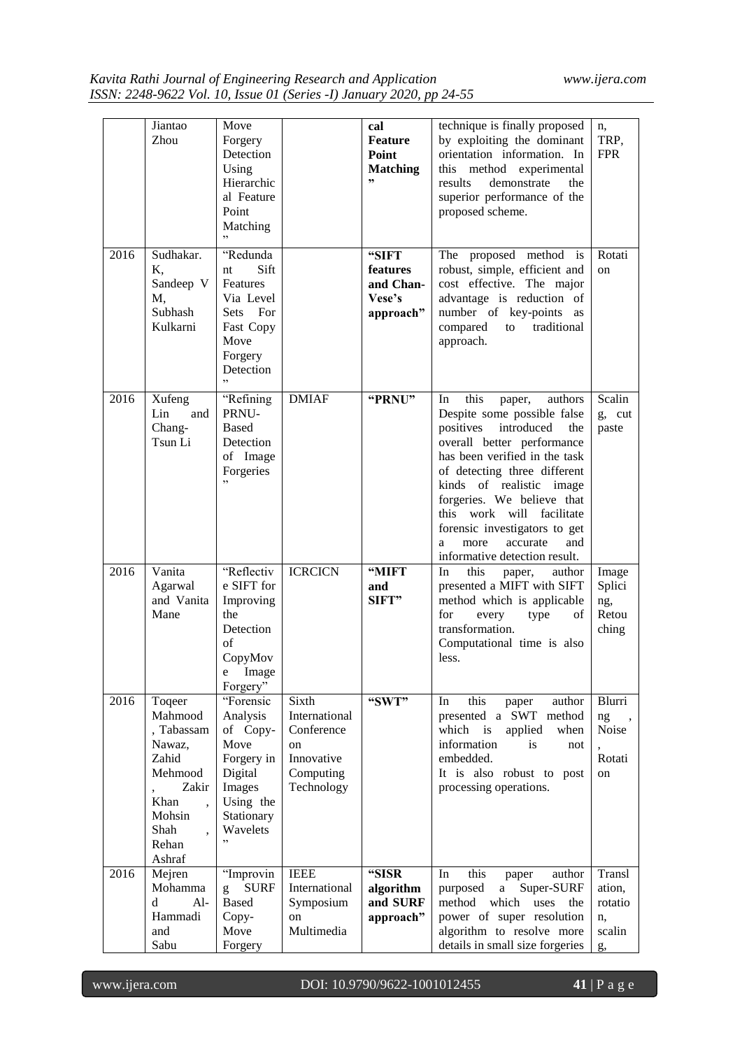| | Jiantao Zhou | Move Forgery Detection Using Hierarchical Feature Point Matching" | | cal Feature Point Matching" | technique is finally proposed by exploiting the dominant orientation information. In this method experimental results demonstrate the superior performance of the proposed scheme. | n, TRP, FPR |
|---|---|---|---|---|---|---|
| 2016 | Sudhakar. K, Sandeep V M, Subhash Kulkarni | "Redundant Sift Features Via Level Sets For Fast Copy Move Forgery Detection" | | **"SIFT features and Chan-Vese's approach"** | The proposed method is robust, simple, efficient and cost effective. The major advantage is reduction of number of key-points as compared to traditional approach. | Rotation |
| 2016 | Xufeng Lin and Chang-Tsun Li | "Refining PRNU-Based Detection of Image Forgeries" | DMIAF | **"PRNU"** | In this paper, authors Despite some possible false positives introduced the overall better performance has been verified in the task of detecting three different kinds of realistic image forgeries. We believe that this work will facilitate forensic investigators to get a more accurate and informative detection result. | Scaling, cut paste |
| 2016 | Vanita Agarwal and Vanita Mane | "Reflective SIFT for Improving the Detection of CopyMove Image Forgery" | ICRCICN | **"MIFT and SIFT"** | In this paper, author presented a MIFT with SIFT method which is applicable for every type of transformation. Computational time is also less. | Image Splicing, Retouching |
| 2016 | Toqeer Mahmood, Tabassam Nawaz, Zahid Mehmood, Zakir Khan, Mohsin Shah, Rehan Ashraf | "Forensic Analysis of Copy-Move Forgery in Digital Images Using the Stationary Wavelets" | Sixth International Conference on Innovative Computing Technology | **"SWT"** | In this paper author presented a SWT method which is applied when information is not embedded. It is also robust to post processing operations. | Blurring, Noise, Rotation |
| 2016 | Mejren Mohammad Al-Hammadi and Sabu | "Improving SURF Based Copy-Move Forgery | IEEE International Symposium on Multimedia | **"SISR algorithm and SURF approach"** | In this paper author purposed a Super-SURF method which uses the power of super resolution algorithm to resolve more details in small size forgeries | Translation, rotation, scaling, |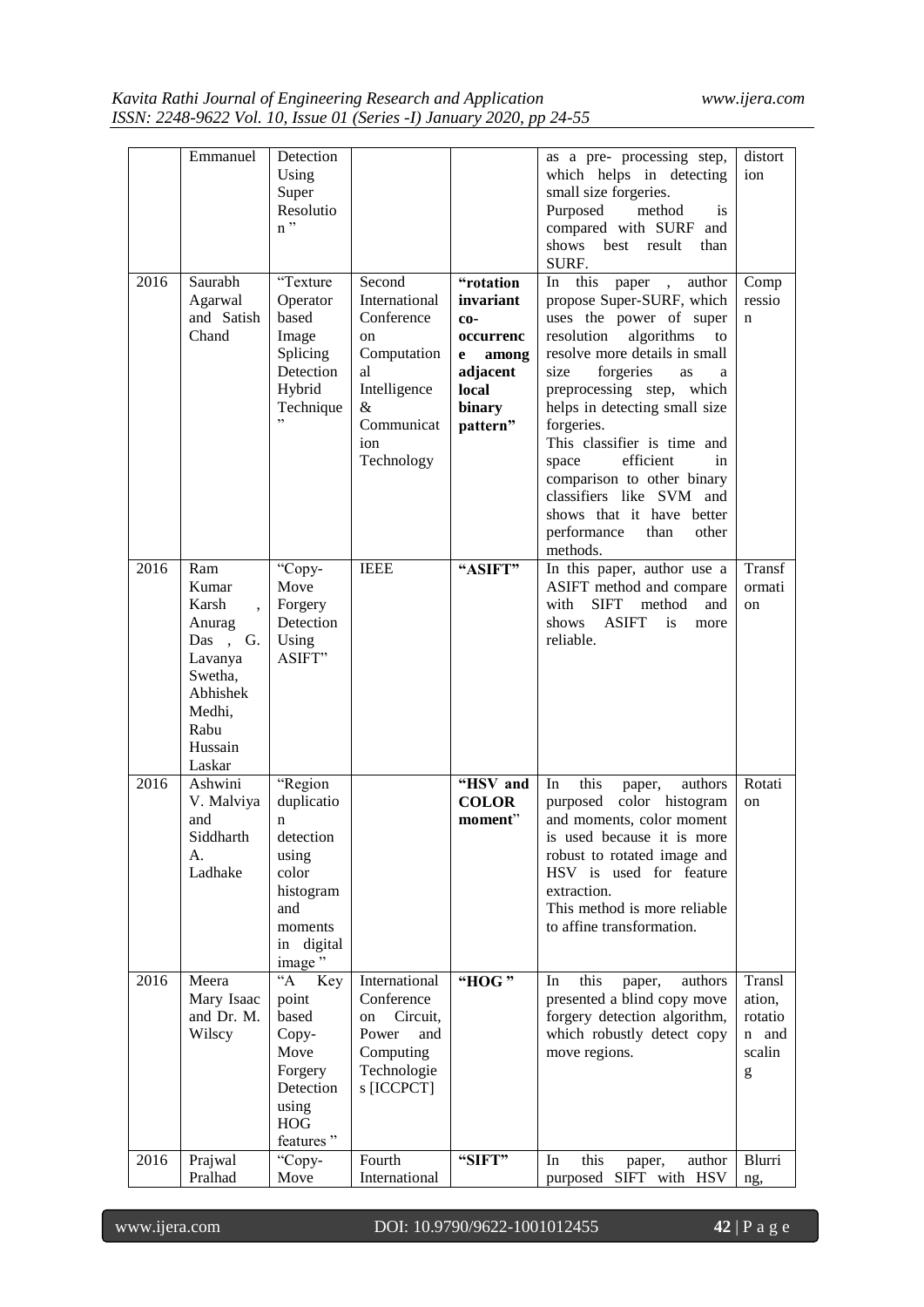|  |  |  |  |  |  |  |
|---|---|---|---|---|---|---|
|  | Emmanuel | Detection Using Super Resolution " |  |  | as a pre- processing step, which helps in detecting small size forgeries. Purposed method is compared with SURF and shows best result than SURF. | distortion |
| 2016 | Saurabh Agarwal and Satish Chand | "Texture Operator based Image Splicing Detection Hybrid Technique " | Second International Conference on Computational Intelligence & Communication Technology | **"rotation invariant co-occurrence among adjacent local binary pattern"** | In this paper , author propose Super-SURF, which uses the power of super resolution algorithms to resolve more details in small size forgeries as a preprocessing step, which helps in detecting small size forgeries. This classifier is time and space efficient in comparison to other binary classifiers like SVM and shows that it have better performance than other methods. | Compression |
| 2016 | Ram Kumar Karsh , Anurag Das , G. Lavanya Swetha, Abhishek Medhi, Rabu Hussain Laskar | "Copy-Move Forgery Detection Using ASIFT" | IEEE | **"ASIFT"** | In this paper, author use a ASIFT method and compare with SIFT method and shows ASIFT is more reliable. | Transformation |
| 2016 | Ashwini V. Malviya and Siddharth A. Ladhake | "Region duplication detection using color histogram and moments in digital image " |  | **"HSV and COLOR moment"** | In this paper, authors purposed color histogram and moments, color moment is used because it is more robust to rotated image and HSV is used for feature extraction. This method is more reliable to affine transformation. | Rotation |
| 2016 | Meera Mary Isaac and Dr. M. Wilscy | "A Key point based Copy-Move Forgery Detection using HOG features " | International Conference on Circuit, Power and Computing Technologies [ICCPCT] | **"HOG "** | In this paper, authors presented a blind copy move forgery detection algorithm, which robustly detect copy move regions. | Translation, rotation and scaling |
| 2016 | Prajwal Pralhad | "Copy-Move | Fourth International | **"SIFT"** | In this paper, author purposed SIFT with HSV | Blurring, |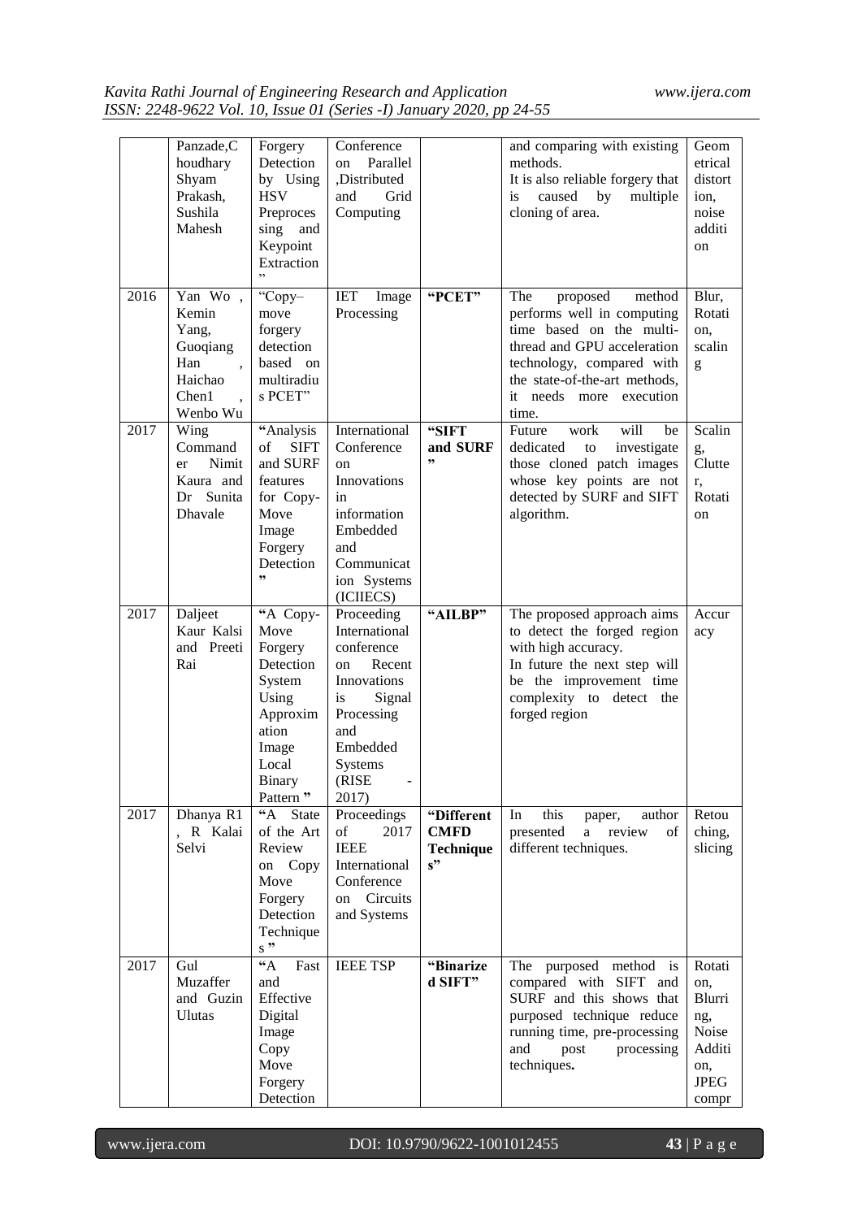|  | Panzade,Choudhary Shyam Prakash, Sushila Mahesh | Forgery Detection by Using HSV Preprocessing and Keypoint Extraction" | Conference on Parallel ,Distributed and Grid Computing |  | and comparing with existing methods. It is also reliable forgery that is caused by multiple cloning of area. | Geometrical distortion, noise addition |
|---|---|---|---|---|---|---|
| 2016 | Yan Wo , Kemin Yang, Guoqiang Han , Haichao Chen1 , Wenbo Wu | "Copy–move forgery detection based on multiradius PCET" | IET Image Processing | **"PCET"** | The proposed method performs well in computing time based on the multi-thread and GPU acceleration technology, compared with the state-of-the-art methods, it needs more execution time. | Blur, Rotation, scaling |
| 2017 | Wing Commander Nimit Kaura and Dr Sunita Dhavale | **"**Analysis of SIFT and SURF features for Copy-Move Image Forgery Detection**"** | International Conference on Innovations in information Embedded and Communication Systems (ICIIECS) | **"SIFT and SURF"** | Future work will be dedicated to investigate those cloned patch images whose key points are not detected by SURF and SIFT algorithm. | Scaling, Clutter, Rotation |
| 2017 | Daljeet Kaur Kalsi and Preeti Rai | **"**A Copy-Move Forgery Detection System Using Approximation Image Local Binary Pattern**"** | Proceeding International conference on Recent Innovations is Signal Processing and Embedded Systems (RISE - 2017) | **"AILBP"** | The proposed approach aims to detect the forged region with high accuracy. In future the next step will be the improvement time complexity to detect the forged region | Accuracy |
| 2017 | Dhanya R1 , R Kalai Selvi | **"**A State of the Art Review on Copy Move Forgery Detection Techniques**"** | Proceedings of 2017 IEEE International Conference on Circuits and Systems | **"Different CMFD Techniques"** | In this paper, author presented a review of different techniques. | Retouching, slicing |
| 2017 | Gul Muzaffer and Guzin Ulutas | **"**A Fast and Effective Digital Image Copy Move Forgery Detection | IEEE TSP | **"Binarized SIFT"** | The purposed method is compared with SIFT and SURF and this shows that purposed technique reduce running time, pre-processing and post processing techniques**.** | Rotation, Blurring, Noise Addition, JPEG compr |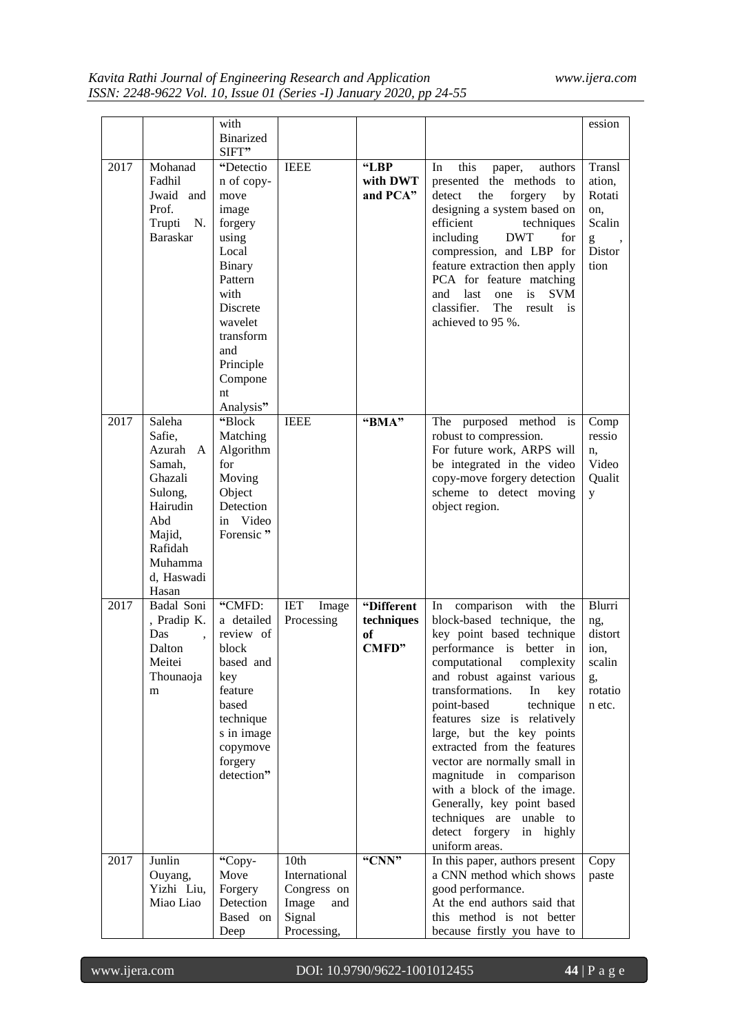|  |  | with Binarized SIFT" |  |  |  | ession |
|---|---|---|---|---|---|---|
| 2017 | Mohanad Fadhil Jwaid and Prof. Trupti N. Baraskar | "Detection of copy-move image forgery using Local Binary Pattern with Discrete wavelet transform and Principle Component Analysis" | IEEE | **"LBP with DWT and PCA"** | In this paper, authors presented the methods to detect the forgery by designing a system based on efficient techniques including DWT for compression, and LBP for feature extraction then apply PCA for feature matching and last one is SVM classifier. The result is achieved to 95 %. | Translation, Rotation, Scaling , Distortion |
| 2017 | Saleha Safie, Azurah A Samah, Ghazali Sulong, Hairudin Abd Majid, Rafidah Muhammad, Haswadi Hasan | "Block Matching Algorithm for Moving Object Detection in Video Forensic " | IEEE | **"BMA"** | The purposed method is robust to compression. For future work, ARPS will be integrated in the video copy-move forgery detection scheme to detect moving object region. | Compression, Video Quality |
| 2017 | Badal Soni , Pradip K. Das , Dalton Meitei Thounaojam | "CMFD: a detailed review of block based and key feature based techniques in image copymove forgery detection" | IET Image Processing | **"Different techniques of CMFD"** | In comparison with the block-based technique, the key point based technique performance is better in computational complexity and robust against various transformations. In key point-based technique features size is relatively large, but the key points extracted from the features vector are normally small in magnitude in comparison with a block of the image. Generally, key point based techniques are unable to detect forgery in highly uniform areas. | Blurring, distortion, scaling, rotation etc. |
| 2017 | Junlin Ouyang, Yizhi Liu, Miao Liao | "Copy-Move Forgery Detection Based on Deep | 10th International Congress on Image and Signal Processing, | **"CNN"** | In this paper, authors present a CNN method which shows good performance. At the end authors said that this method is not better because firstly you have to | Copy paste |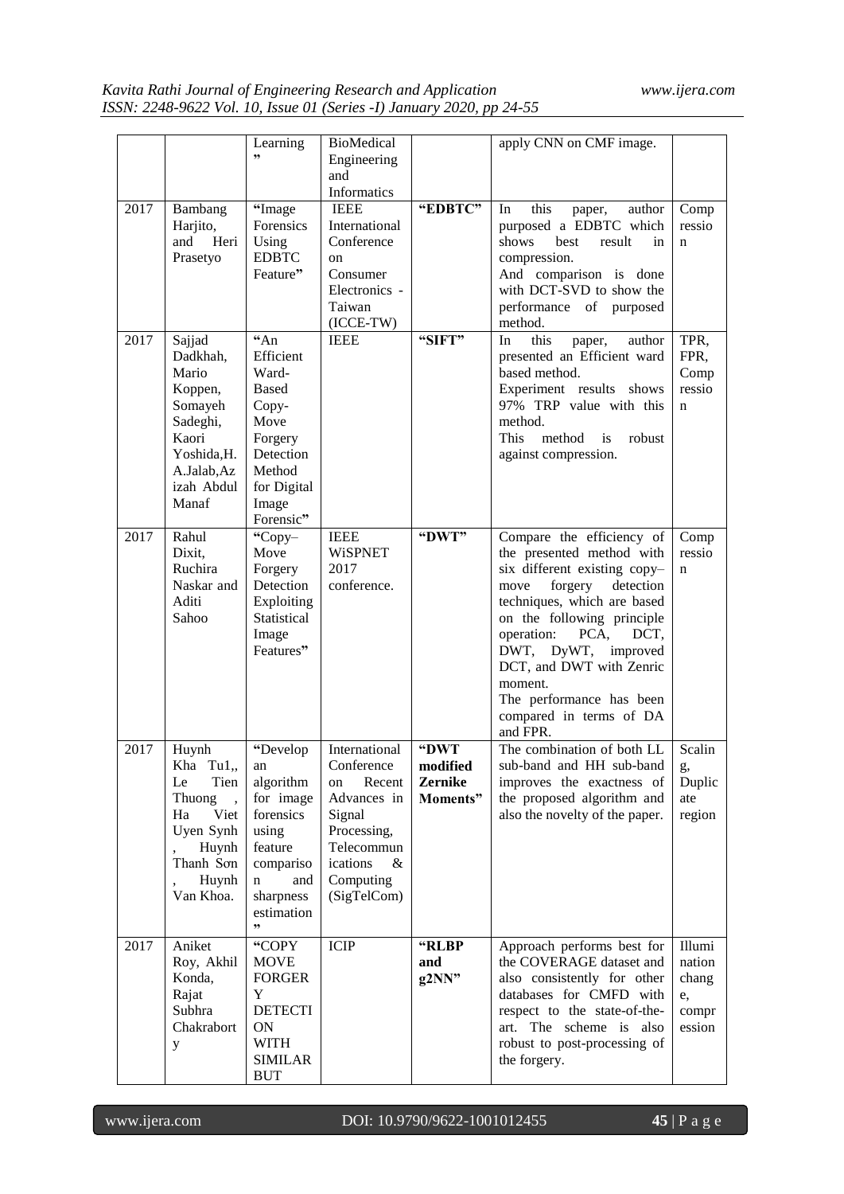| | | Learning" | BioMedical Engineering and Informatics | | apply CNN on CMF image. | |
|---|---|---|---|---|---|---|
| 2017 | Bambang Harjito, and Heri Prasetyo | "Image Forensics Using EDBTC Feature" | IEEE International Conference on Consumer Electronics - Taiwan (ICCE-TW) | **"EDBTC"** | In this paper, author purposed a EDBTC which shows best result in compression. And comparison is done with DCT-SVD to show the performance of purposed method. | Compression |
| 2017 | Sajjad Dadkhah, Mario Koppen, Somayeh Sadeghi, Kaori Yoshida,H. A.Jalab,Azizah Abdul Manaf | "An Efficient Ward-Based Copy-Move Forgery Detection Method for Digital Image Forensic" | IEEE | **"SIFT"** | In this paper, author presented an Efficient ward based method. Experiment results shows 97% TRP value with this method. This method is robust against compression. | TPR, FPR, Compression |
| 2017 | Rahul Dixit, Ruchira Naskar and Aditi Sahoo | "Copy–Move Forgery Detection Exploiting Statistical Image Features" | IEEE WiSPNET 2017 conference. | **"DWT"** | Compare the efficiency of the presented method with six different existing copy–move forgery detection techniques, which are based on the following principle operation: PCA, DCT, DWT, DyWT, improved DCT, and DWT with Zenric moment. The performance has been compared in terms of DA and FPR. | Compression |
| 2017 | Huynh Kha Tu1,, Le Tien Thuong , Ha Viet Uyen Synh , Huynh Thanh Sơn , Huynh Van Khoa. | "Develop an algorithm for image forensics using feature comparison and sharpness estimation" | International Conference on Recent Advances in Signal Processing, Telecommunications & Computing (SigTelCom) | **"DWT modified Zernike Moments"** | The combination of both LL sub-band and HH sub-band improves the exactness of the proposed algorithm and also the novelty of the paper. | Scaling, Duplicate region |
| 2017 | Aniket Roy, Akhil Konda, Rajat Subhra Chakraborty | "COPY MOVE FORGERY DETECTION WITH SIMILAR BUT | ICIP | **"RLBP and g2NN"** | Approach performs best for the COVERAGE dataset and also consistently for other databases for CMFD with respect to the state-of-the-art. The scheme is also robust to post-processing of the forgery. | Illumination change, compression |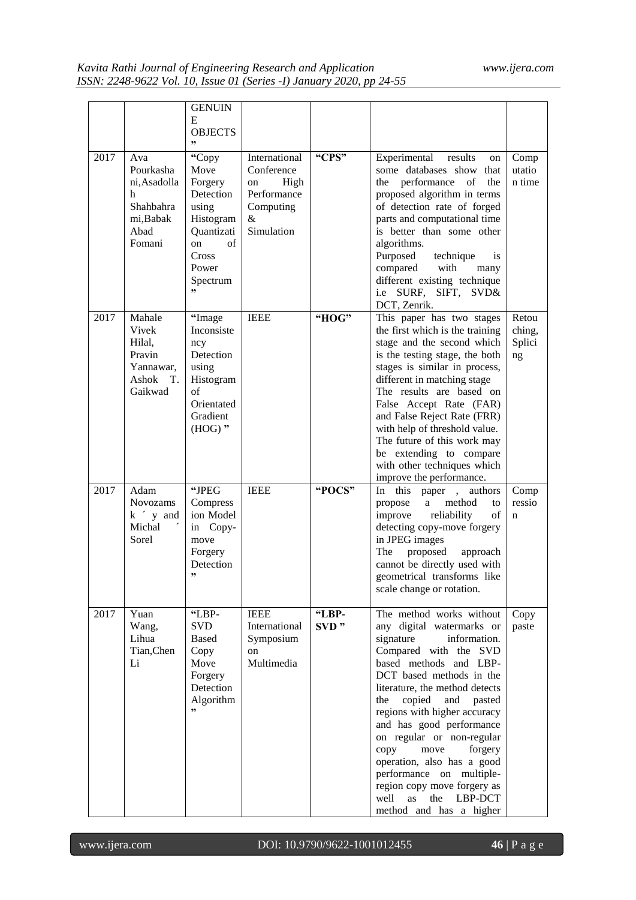| | | GENUINE OBJECTS" | | | | |
|---|---|---|---|---|---|---|
| 2017 | Ava Pourkashani,Asadollah Shahbahrami,Babak Abad Fomani | "Copy Move Forgery Detection using Histogram Quantization of Cross Power Spectrum" | International Conference on High Performance Computing & Simulation | "CPS" | Experimental results on some databases show that the performance of the proposed algorithm in terms of detection rate of forged parts and computational time is better than some other algorithms. Purposed technique is compared with many different existing technique i.e SURF, SIFT, SVD& DCT, Zenrik. | Computation time |
| 2017 | Mahale Vivek Hilal, Pravin Yannawar, Ashok T. Gaikwad | "Image Inconsistency Detection using Histogram of Orientated Gradient (HOG) " | IEEE | "HOG" | This paper has two stages the first which is the training stage and the second which is the testing stage, the both stages is similar in process, different in matching stage The results are based on False Accept Rate (FAR) and False Reject Rate (FRR) with help of threshold value. The future of this work may be extending to compare with other techniques which improve the performance. | Retouching, Splicing |
| 2017 | Adam Novozamsk ´ y and Michal ´ Sorel | "JPEG Compression Model in Copy-move Forgery Detection" | IEEE | "POCS" | In this paper , authors propose a method to improve reliability of detecting copy-move forgery in JPEG images The proposed approach cannot be directly used with geometrical transforms like scale change or rotation. | Compression |
| 2017 | Yuan Wang, Lihua Tian,Chen Li | "LBP-SVD Based Copy Move Forgery Detection Algorithm" | IEEE International Symposium on Multimedia | "LBP-SVD " | The method works without any digital watermarks or signature information. Compared with the SVD based methods and LBP-DCT based methods in the literature, the method detects the copied and pasted regions with higher accuracy and has good performance on regular or non-regular copy move forgery operation, also has a good performance on multiple-region copy move forgery as well as the LBP-DCT method and has a higher | Copy paste |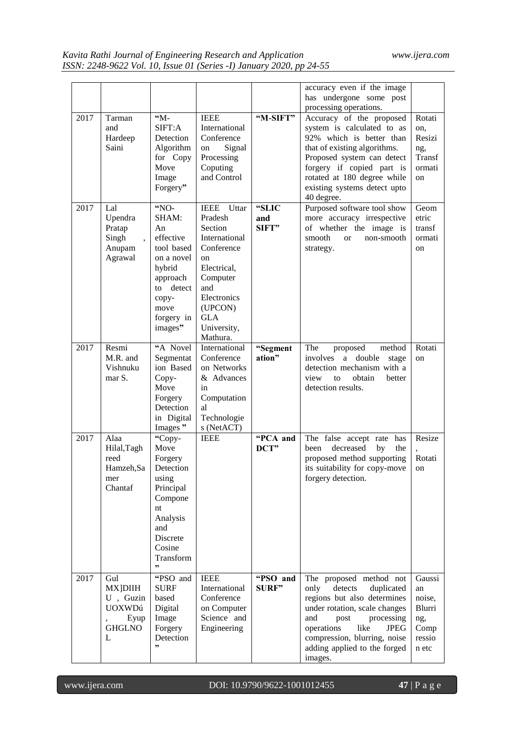| | | | | | accuracy even if the image has undergone some post processing operations. | |
|---|---|---|---|---|---|---|
| 2017 | Tarman and Hardeep Saini | "M-SIFT:A Detection Algorithm for Copy Move Image Forgery" | IEEE International Conference on Signal Processing Coputing and Control | **"M-SIFT"** | Accuracy of the proposed system is calculated to as 92% which is better than that of existing algorithms. Proposed system can detect forgery if copied part is rotated at 180 degree while existing systems detect upto 40 degree. | Rotation, Resizing, Transformation |
| 2017 | Lal Upendra Pratap Singh , Anupam Agrawal | "NO-SHAM: An effective tool based on a novel hybrid approach to detect copy-move forgery in images" | IEEE Uttar Pradesh Section International Conference on Electrical, Computer and Electronics (UPCON) GLA University, Mathura. | **"SLIC and SIFT"** | Purposed software tool show more accuracy irrespective of whether the image is smooth or non-smooth strategy. | Geometric transformation |
| 2017 | Resmi M.R. and Vishnukumar S. | "A Novel Segmentation Based Copy-Move Forgery Detection in Digital Images " | International Conference on Networks & Advances in Computational Technologies (NetACT) | **"Segmentation"** | The proposed method involves a double stage detection mechanism with a view to obtain better detection results. | Rotation |
| 2017 | Alaa Hilal,Taghreed Hamzeh,Samer Chantaf | "Copy-Move Forgery Detection using Principal Component Analysis and Discrete Cosine Transform" | IEEE | **"PCA and DCT"** | The false accept rate has been decreased by the proposed method supporting its suitability for copy-move forgery detection. | Resize , Rotation |
| 2017 | Gul MX]DIIH U , Guzin UOXWDú , Eyup GHGLNOL | "PSO and SURF based Digital Image Forgery Detection" | IEEE International Conference on Computer Science and Engineering | **"PSO and SURF"** | The proposed method not only detects duplicated regions but also determines under rotation, scale changes and post processing operations like JPEG compression, blurring, noise adding applied to the forged images. | Gaussian noise, Blurring, Compression etc |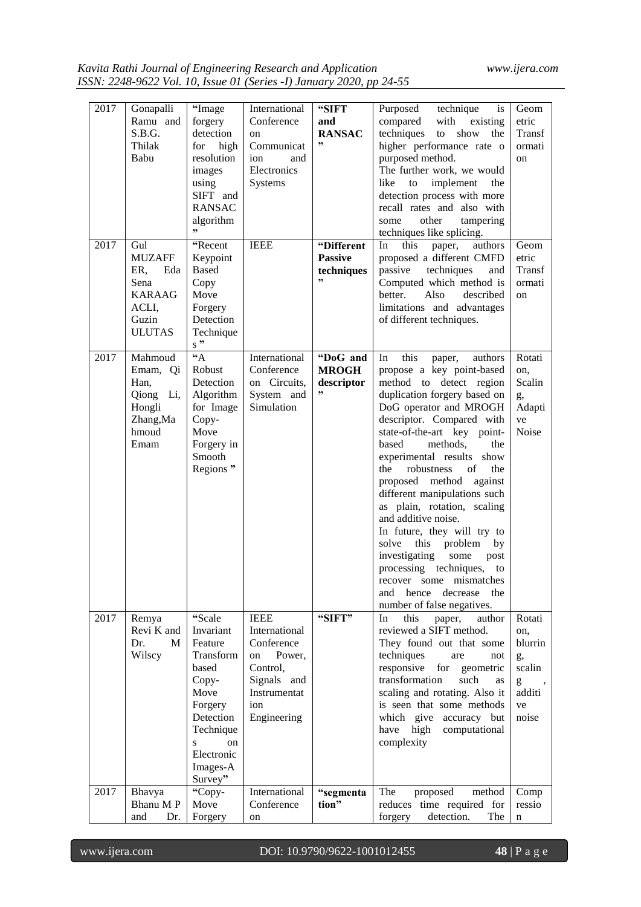| 2017 | Gonapalli Ramu and S.B.G. Thilak Babu | "Image forgery detection for high resolution images using SIFT and RANSAC algorithm" | International Conference on Communication and Electronics Systems | **"SIFT and RANSAC"** | Purposed technique is compared with existing techniques to show the higher performance rate o purposed method. The further work, we would like to implement the detection process with more recall rates and also with some other tampering techniques like splicing. | Geometric Transformation |
|---|---|---|---|---|---|---|
| 2017 | Gul MUZAFFER, Eda Sena KARAAGACLI, Guzin ULUTAS | "Recent Keypoint Based Copy Move Forgery Detection Techniques" | IEEE | **"Different Passive techniques"** | In this paper, authors proposed a different CMFD passive techniques and Computed which method is better. Also described limitations and advantages of different techniques. | Geometric Transformation |
| 2017 | Mahmoud Emam, Qi Han, Qiong Li, Hongli Zhang, Mahmoud Emam | "A Robust Detection Algorithm for Image Copy-Move Forgery in Smooth Regions" | International Conference on Circuits, System and Simulation | **"DoG and MROGH descriptor"** | In this paper, authors propose a key point-based method to detect region duplication forgery based on DoG operator and MROGH descriptor. Compared with state-of-the-art key point-based methods, the experimental results show the robustness of the proposed method against different manipulations such as plain, rotation, scaling and additive noise. In future, they will try to solve this problem by investigating some post processing techniques, to recover some mismatches and hence decrease the number of false negatives. | Rotation, Scaling, Adaptive Noise |
| 2017 | Remya Revi K and Dr. M Wilscy | "Scale Invariant Feature Transform based Copy-Move Forgery Detection Techniques on Electronic Images-A Survey" | IEEE International Conference on Power, Control, Signals and Instrumentation Engineering | **"SIFT"** | In this paper, author reviewed a SIFT method. They found out that some techniques are not responsive for geometric transformation such as scaling and rotating. Also it is seen that some methods which give accuracy but have high computational complexity | Rotation, blurring, scaling, additive noise |
| 2017 | Bhavya Bhanu M P and Dr. | "Copy-Move Forgery | International Conference on | **"segmentation"** | The proposed method reduces time required for forgery detection. The | Compression |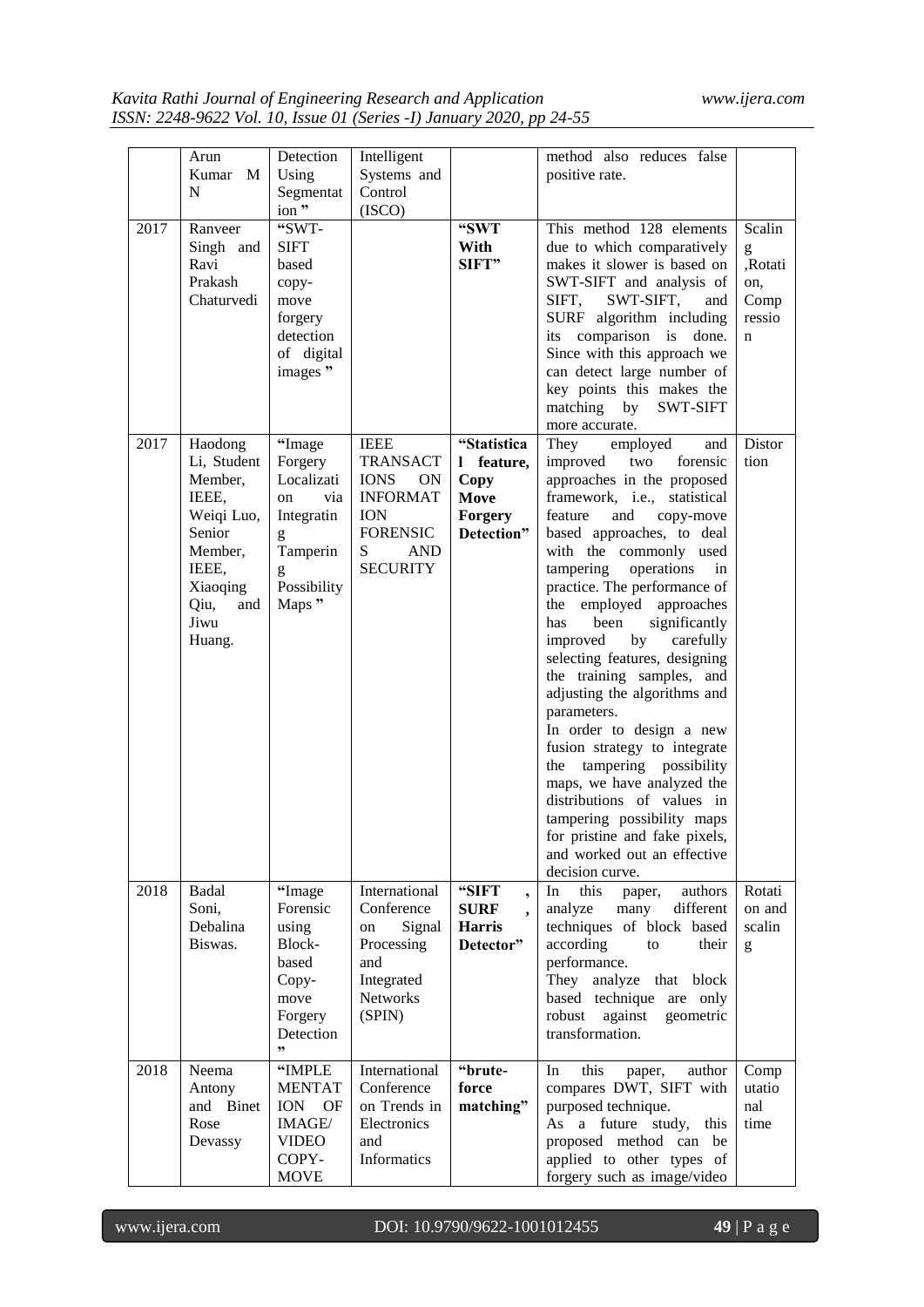|  | Arun Kumar M N | Detection Using Segmentation" | Intelligent Systems and Control (ISCO) |  | method also reduces false positive rate. |  |
|---|---|---|---|---|---|---|
| 2017 | Ranveer Singh and Ravi Prakash Chaturvedi | "SWT-SIFT based copy-move forgery detection of digital images" |  | **"SWT With SIFT"** | This method 128 elements due to which comparatively makes it slower is based on SWT-SIFT and analysis of SIFT, SWT-SIFT, and SURF algorithm including its comparison is done. Since with this approach we can detect large number of key points this makes the matching by SWT-SIFT more accurate. | Scaling ,Rotation, Compression |
| 2017 | Haodong Li, Student Member, IEEE, Weiqi Luo, Senior Member, IEEE, Xiaoqing Qiu, and Jiwu Huang. | "Image Forgery Localization via Integrating Tampering Possibility Maps" | IEEE TRANSACTIONS ON INFORMATION FORENSICS AND SECURITY | **"Statistical feature, Copy Move Forgery Detection"** | They employed and improved two forensic approaches in the proposed framework, i.e., statistical feature and copy-move based approaches, to deal with the commonly used tampering operations in practice. The performance of the employed approaches has been significantly improved by carefully selecting features, designing the training samples, and adjusting the algorithms and parameters. In order to design a new fusion strategy to integrate the tampering possibility maps, we have analyzed the distributions of values in tampering possibility maps for pristine and fake pixels, and worked out an effective decision curve. | Distortion |
| 2018 | Badal Soni, Debalina Biswas. | "Image Forensic using Block-based Copy-move Forgery Detection" | International Conference on Signal Processing and Integrated Networks (SPIN) | **"SIFT , SURF , Harris Detector"** | In this paper, authors analyze many different techniques of block based according to their performance. They analyze that block based technique are only robust against geometric transformation. | Rotation and scaling |
| 2018 | Neema Antony and Binet Rose Devassy | "IMPLEMENTATION OF IMAGE/ VIDEO COPY-MOVE | International Conference on Trends in Electronics and Informatics | **"brute-force matching"** | In this paper, author compares DWT, SIFT with purposed technique. As a future study, this proposed method can be applied to other types of forgery such as image/video | Computational time |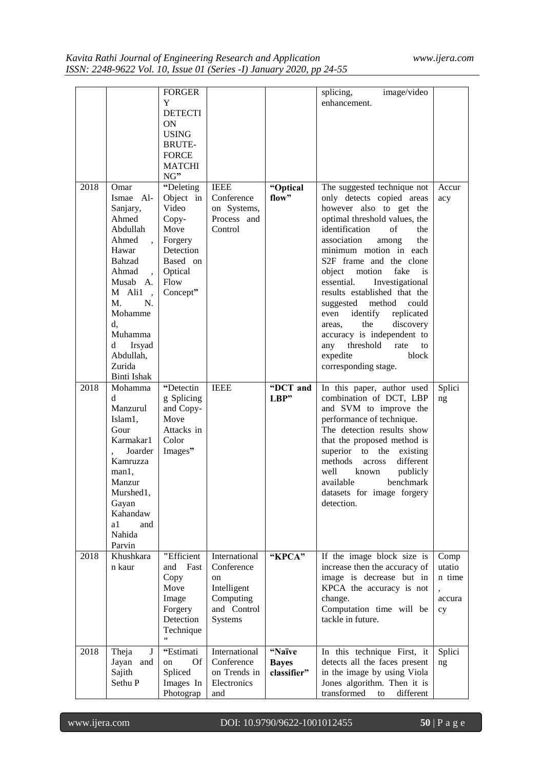| | | FORGERY DETECTION USING BRUTE-FORCE MATCHING" | | | splicing, image/video enhancement. | |
|---|---|---|---|---|---|---|
| 2018 | Omar Ismae Al-Sanjary, Ahmed Abdullah Ahmed , Hawar Bahzad Ahmad , Musab A. M Ali1 , M. N. Mohammed, Muhammad Irsyad Abdullah, Zurida Binti Ishak | "Deleting Object in Video Copy-Move Forgery Detection Based on Optical Flow Concept" | IEEE Conference on Systems, Process and Control | **"Optical flow"** | The suggested technique not only detects copied areas however also to get the optimal threshold values, the identification of the association among the minimum motion in each S2F frame and the clone object motion fake is essential. Investigational results established that the suggested method could even identify replicated areas, the discovery accuracy is independent to any threshold rate to expedite block corresponding stage. | Accuracy |
| 2018 | Mohammad Manzurul Islam1, Gour Karmakar1, Joarder Kamruzzaman1, Manzur Murshed1, Gayan Kahandawa1 and Nahida Parvin | "Detecting Splicing and Copy-Move Attacks in Color Images" | IEEE | **"DCT and LBP"** | In this paper, author used combination of DCT, LBP and SVM to improve the performance of technique. The detection results show that the proposed method is superior to the existing methods across different well known publicly available benchmark datasets for image forgery detection. | Splicing |
| 2018 | Khushkaran kaur | "Efficient and Fast Copy Move Image Forgery Detection Technique" | International Conference on Intelligent Computing and Control Systems | **"KPCA"** | If the image block size is increase then the accuracy of image is decrease but in KPCA the accuracy is not change. Computation time will be tackle in future. | Computation time, accuracy |
| 2018 | Theja J Jayan and Sajith Sethu P | "Estimation Of Spliced Images In Photograp | International Conference on Trends in Electronics and | **"Naïve Bayes classifier"** | In this technique First, it detects all the faces present in the image by using Viola Jones algorithm. Then it is transformed to different | Splicing |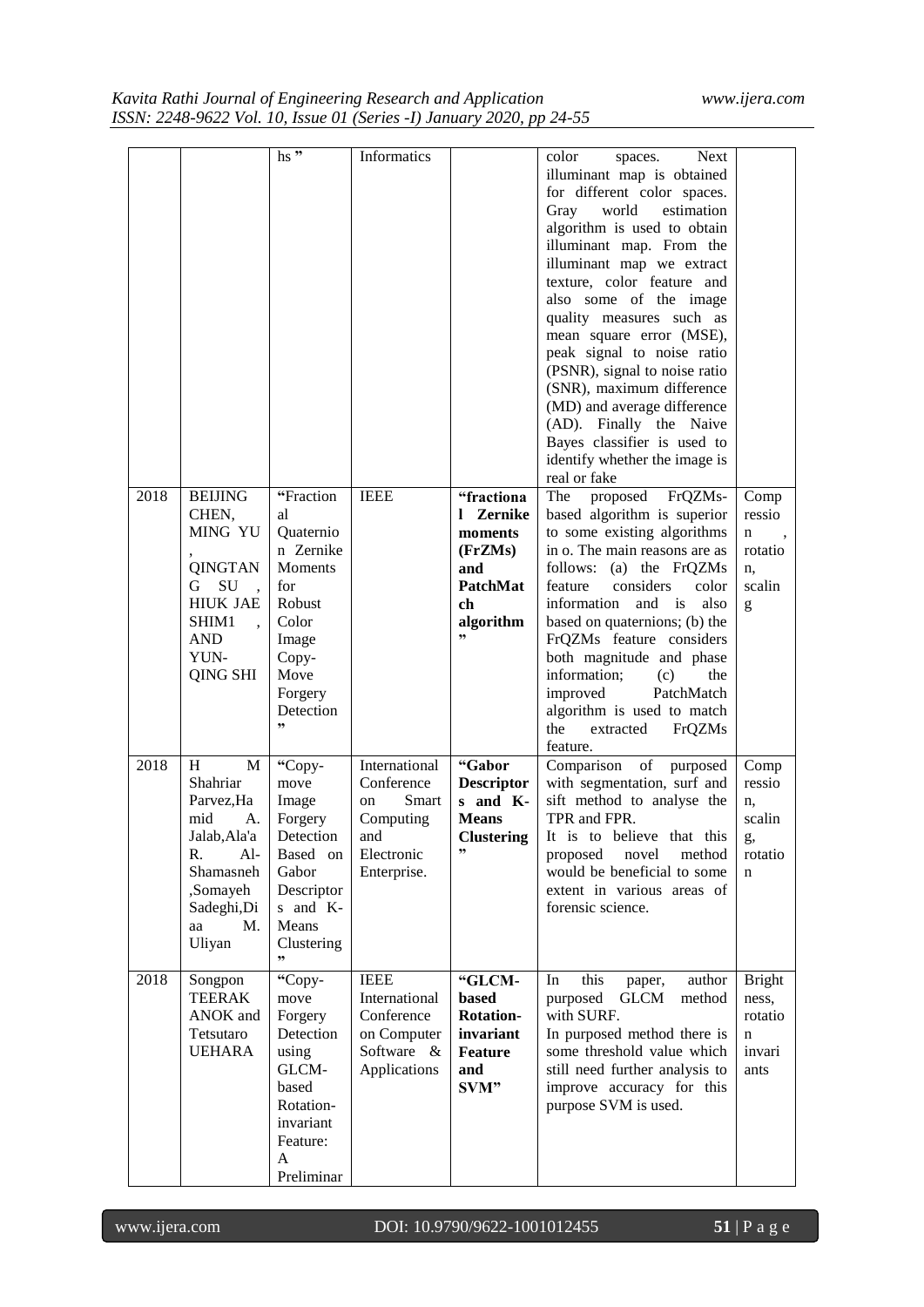|  |  | hs " | Informatics |  | color spaces. Next illuminant map is obtained for different color spaces. Gray world estimation algorithm is used to obtain illuminant map. From the illuminant map we extract texture, color feature and also some of the image quality measures such as mean square error (MSE), peak signal to noise ratio (PSNR), signal to noise ratio (SNR), maximum difference (MD) and average difference (AD). Finally the Naive Bayes classifier is used to identify whether the image is real or fake |  |
|---|---|---|---|---|---|---|
| 2018 | BEIJING CHEN, MING YU , QINGTANG SU , HIUK JAE SHIM1 , AND YUN-QING SHI | "Fractional Quaternion Zernike Moments for Robust Color Image Copy-Move Forgery Detection " | IEEE | **"fractional Zernike moments (FrZMs) and PatchMatch algorithm "** | The proposed FrQZMs-based algorithm is superior to some existing algorithms in o. The main reasons are as follows: (a) the FrQZMs feature considers color information and is also based on quaternions; (b) the FrQZMs feature considers both magnitude and phase information; (c) the improved PatchMatch algorithm is used to match the extracted FrQZMs feature. | Compression , rotation, scaling |
| 2018 | H M Shahriar Parvez,Hamid A. Jalab,Ala'a R. Al-Shamasneh ,Somayeh Sadeghi,Diaa M. Uliyan | "Copy-move Image Forgery Detection Based on Gabor Descriptors and K-Means Clustering " | International Conference on Smart Computing and Electronic Enterprise. | **"Gabor Descriptors and K-Means Clustering "** | Comparison of purposed with segmentation, surf and sift method to analyse the TPR and FPR. It is to believe that this proposed novel method would be beneficial to some extent in various areas of forensic science. | Compression, scaling, rotation |
| 2018 | Songpon TEERAKANOK and Tetsutaro UEHARA | "Copy-move Forgery Detection using GLCM-based Rotation-invariant Feature: A Preliminar | IEEE International Conference on Computer Software & Applications | **"GLCM-based Rotation-invariant Feature and SVM"** | In this paper, author purposed GLCM method with SURF. In purposed method there is some threshold value which still need further analysis to improve accuracy for this purpose SVM is used. | Brightness, rotation invariants |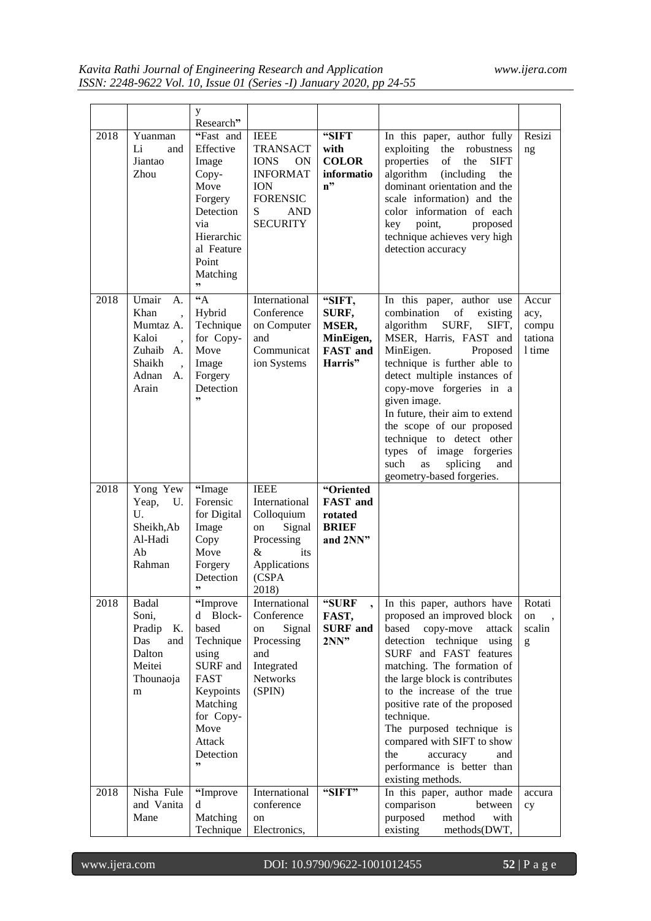|  |  | y Research" |  |  |  |  |
|---|---|---|---|---|---|---|
| 2018 | Yuanman Li and Jiantao Zhou | "Fast and Effective Image Copy-Move Forgery Detection via Hierarchical Feature Point Matching" | IEEE TRANSACTIONS ON INFORMATION FORENSICS AND SECURITY | **"SIFT with COLOR information"** | In this paper, author fully exploiting the robustness properties of the SIFT algorithm (including the dominant orientation and the scale information) and the color information of each key point, proposed technique achieves very high detection accuracy | Resizing |
| 2018 | Umair A. Khan , Mumtaz A. Kaloi , Zuhaib A. Shaikh , Adnan A. Arain | "A Hybrid Technique for Copy-Move Image Forgery Detection" | International Conference on Computer and Communication Systems | **"SIFT, SURF, MSER, MinEigen, FAST and Harris"** | In this paper, author use combination of existing algorithm SURF, SIFT, MSER, Harris, FAST and MinEigen. Proposed technique is further able to detect multiple instances of copy-move forgeries in a given image.<br>In future, their aim to extend the scope of our proposed technique to detect other types of image forgeries such as splicing and geometry-based forgeries. | Accuracy, computational time |
| 2018 | Yong Yew Yeap, U. U. Sheikh,Ab Al-Hadi Ab Rahman | "Image Forensic for Digital Image Copy Move Forgery Detection" | IEEE International Colloquium on Signal Processing & its Applications (CSPA 2018) | **"Oriented FAST and rotated BRIEF and 2NN"** |  |  |
| 2018 | Badal Soni, Pradip K. Das and Dalton Meitei Thounaojam | "Improved Block-based Technique using SURF and FAST Keypoints Matching for Copy-Move Attack Detection" | International Conference on Signal Processing and Integrated Networks (SPIN) | **"SURF , FAST, SURF and 2NN"** | In this paper, authors have proposed an improved block based copy-move attack detection technique using SURF and FAST features matching. The formation of the large block is contributes to the increase of the true positive rate of the proposed technique.<br>The purposed technique is compared with SIFT to show the accuracy and performance is better than existing methods. | Rotation , scaling |
| 2018 | Nisha Fule and Vanita Mane | "Improved Matching Technique | International conference on Electronics, | **"SIFT"** | In this paper, author made comparison between purposed method with existing methods(DWT, | accuracy |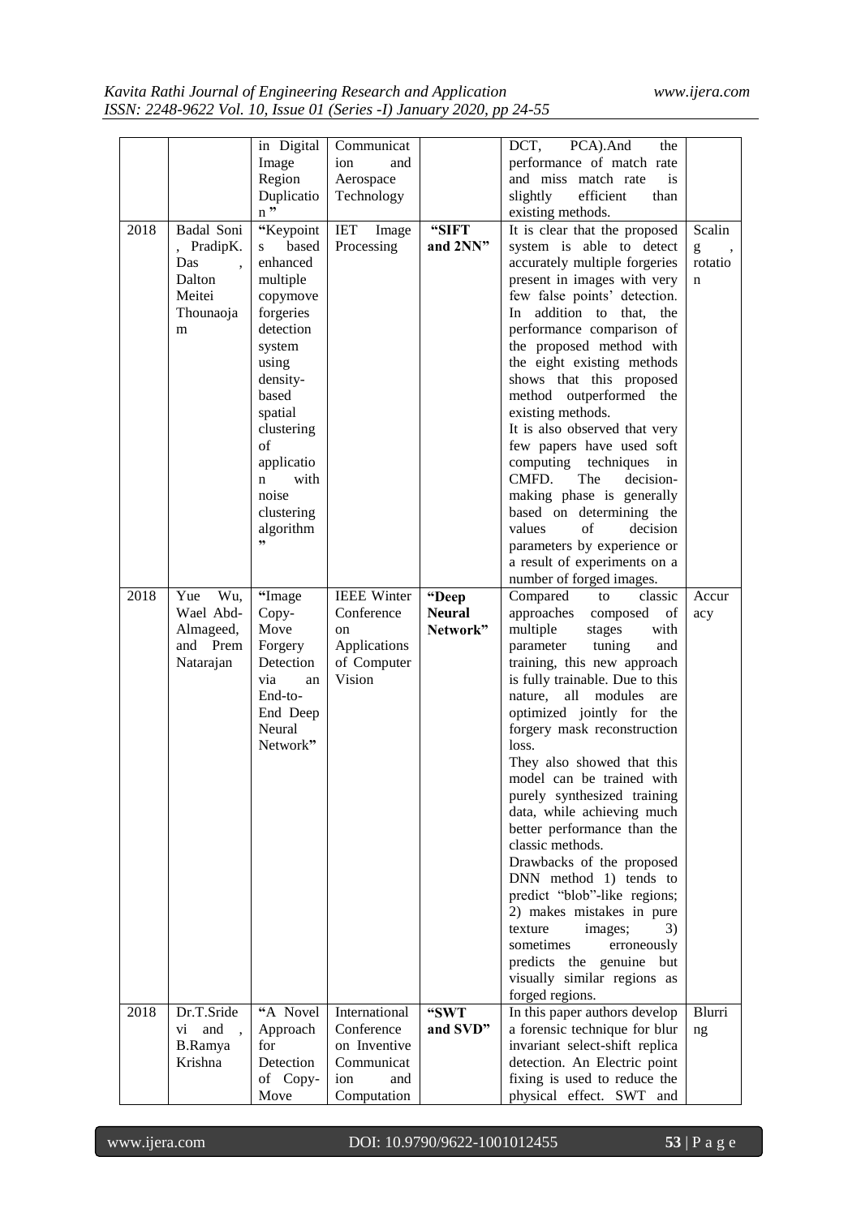| | | in Digital Image Region Duplication" | Communication and Aerospace Technology | | DCT, PCA).And the performance of match rate and miss match rate is slightly efficient than existing methods. | |
|---|---|---|---|---|---|---|
| 2018 | Badal Soni, PradipK. Das, Dalton Meitei Thounaojam | "Keypoints based enhanced multiple copymove forgeries detection system using density-based spatial clustering of application with noise clustering algorithm" | IET Image Processing | **"SIFT and 2NN"** | It is clear that the proposed system is able to detect accurately multiple forgeries present in images with very few false points' detection. In addition to that, the performance comparison of the proposed method with the eight existing methods shows that this proposed method outperformed the existing methods.<br>It is also observed that very few papers have used soft computing techniques in CMFD. The decision-making phase is generally based on determining the values of decision parameters by experience or a result of experiments on a number of forged images. | Scaling, rotation |
| 2018 | Yue Wu, Wael Abd-Almageed, and Prem Natarajan | "Image Copy-Move Forgery Detection via an End-to-End Deep Neural Network" | IEEE Winter Conference on Applications of Computer Vision | **"Deep Neural Network"** | Compared to classic approaches composed of multiple stages with parameter tuning and training, this new approach is fully trainable. Due to this nature, all modules are optimized jointly for the forgery mask reconstruction loss.<br>They also showed that this model can be trained with purely synthesized training data, while achieving much better performance than the classic methods.<br>Drawbacks of the proposed DNN method 1) tends to predict "blob"-like regions; 2) makes mistakes in pure texture images; 3) sometimes erroneously predicts the genuine but visually similar regions as forged regions. | Accuracy |
| 2018 | Dr.T.Sridevi and, B.Ramya Krishna | "A Novel Approach for Detection of Copy-Move | International Conference on Inventive Communication and Computation | **"SWT and SVD"** | In this paper authors develop a forensic technique for blur invariant select-shift replica detection. An Electric point fixing is used to reduce the physical effect. SWT and | Blurring |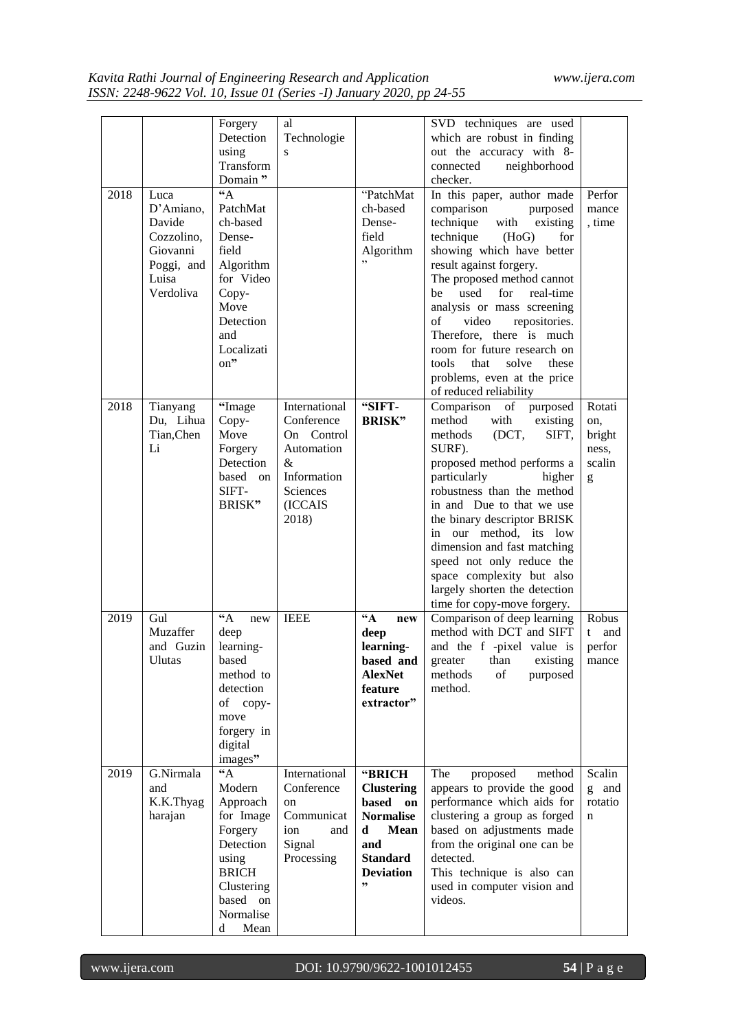|  |  | Forgery Detection using Transform Domain " | al Technologies |  | SVD techniques are used which are robust in finding out the accuracy with 8-connected neighborhood checker. |  |
|---|---|---|---|---|---|---|
| 2018 | Luca D'Amiano, Davide Cozzolino, Giovanni Poggi, and Luisa Verdoliva | "A PatchMatch-based Dense-field Algorithm for Video Copy-Move Detection and Localization" |  | "PatchMatch-based Dense-field Algorithm" | In this paper, author made comparison purposed technique with existing technique (HoG) for showing which have better result against forgery. The proposed method cannot be used for real-time analysis or mass screening of video repositories. Therefore, there is much room for future research on tools that solve these problems, even at the price of reduced reliability | Performance, time |
| 2018 | Tianyang Du, Lihua Tian,Chen Li | "Image Copy-Move Forgery Detection based on SIFT-BRISK" | International Conference On Control Automation & Information Sciences (ICCAIS 2018) | **"SIFT-BRISK"** | Comparison of purposed method with existing methods (DCT, SIFT, SURF). proposed method performs a particularly higher robustness than the method in and Due to that we use the binary descriptor BRISK in our method, its low dimension and fast matching speed not only reduce the space complexity but also largely shorten the detection time for copy-move forgery. | Rotation, brightness, scaling |
| 2019 | Gul Muzaffer and Guzin Ulutas | "A new deep learning-based method to detection of copy-move forgery in digital images" | IEEE | **"A new deep learning-based and AlexNet feature extractor"** | Comparison of deep learning method with DCT and SIFT and the f -pixel value is greater than existing methods of purposed method. | Robust and performance |
| 2019 | G.Nirmala and K.K.Thyagharajan | "A Modern Approach for Image Forgery Detection using BRICH Clustering based on Normalised Mean | International Conference on Communication and Signal Processing | **"BRICH Clustering based on Normalised Mean and Standard Deviation"** | The proposed method appears to provide the good performance which aids for clustering a group as forged based on adjustments made from the original one can be detected. This technique is also can used in computer vision and videos. | Scaling and rotation |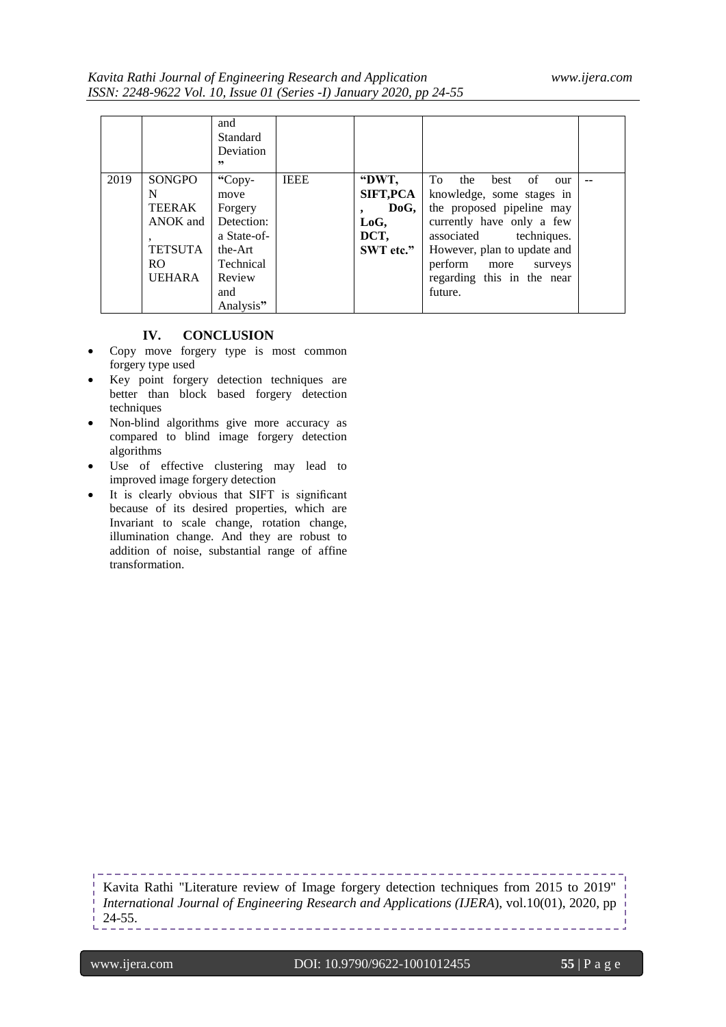| | | | | | | |
|---|---|---|---|---|---|---|
| | | and Standard Deviation" | | | | |
| 2019 | SONGPON TEERAKANOK and , TETSUTARO UEHARA | **"**Copy-move Forgery Detection: a State-of-the-Art Technical Review and Analysis**"** | IEEE | **"DWT, SIFT,PCA, DoG, LoG, DCT, SWT etc."** | To the best of our knowledge, some stages in the proposed pipeline may currently have only a few associated techniques. However, plan to update and perform more surveys regarding this in the near future. | -- |

## IV. CONCLUSION

- Copy move forgery type is most common forgery type used
- Key point forgery detection techniques are better than block based forgery detection techniques
- Non-blind algorithms give more accuracy as compared to blind image forgery detection algorithms
- Use of effective clustering may lead to improved image forgery detection
- It is clearly obvious that SIFT is significant because of its desired properties, which are Invariant to scale change, rotation change, illumination change. And they are robust to addition of noise, substantial range of affine transformation.

Kavita Rathi "Literature review of Image forgery detection techniques from 2015 to 2019" *International Journal of Engineering Research and Applications (IJERA)*, vol.10(01), 2020, pp 24-55.